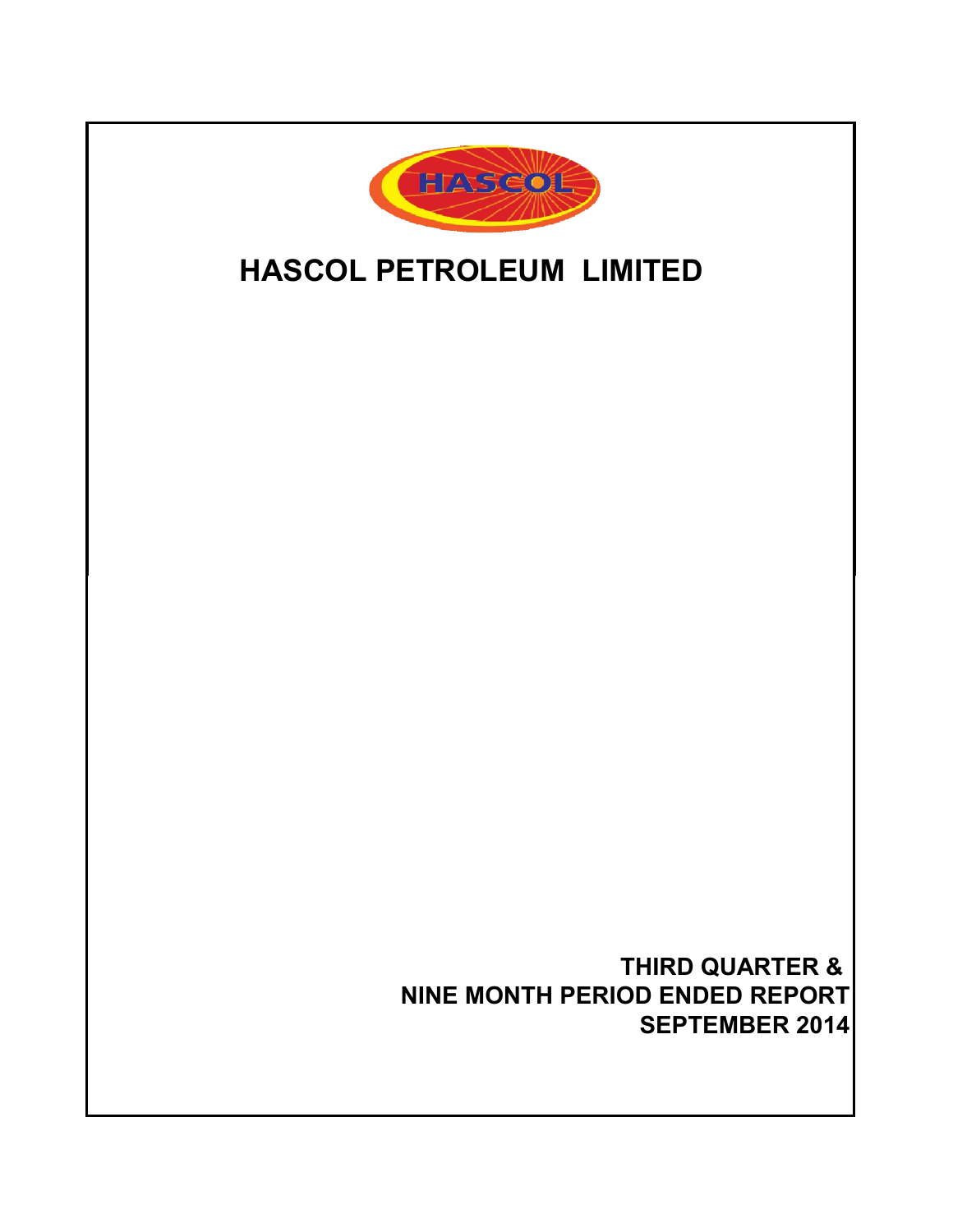# HASCOL PETROLEUM LIMITED

**THIRD QUARTER &**
**NINE MONTH PERIOD ENDED REPORT**
**SEPTEMBER 2014**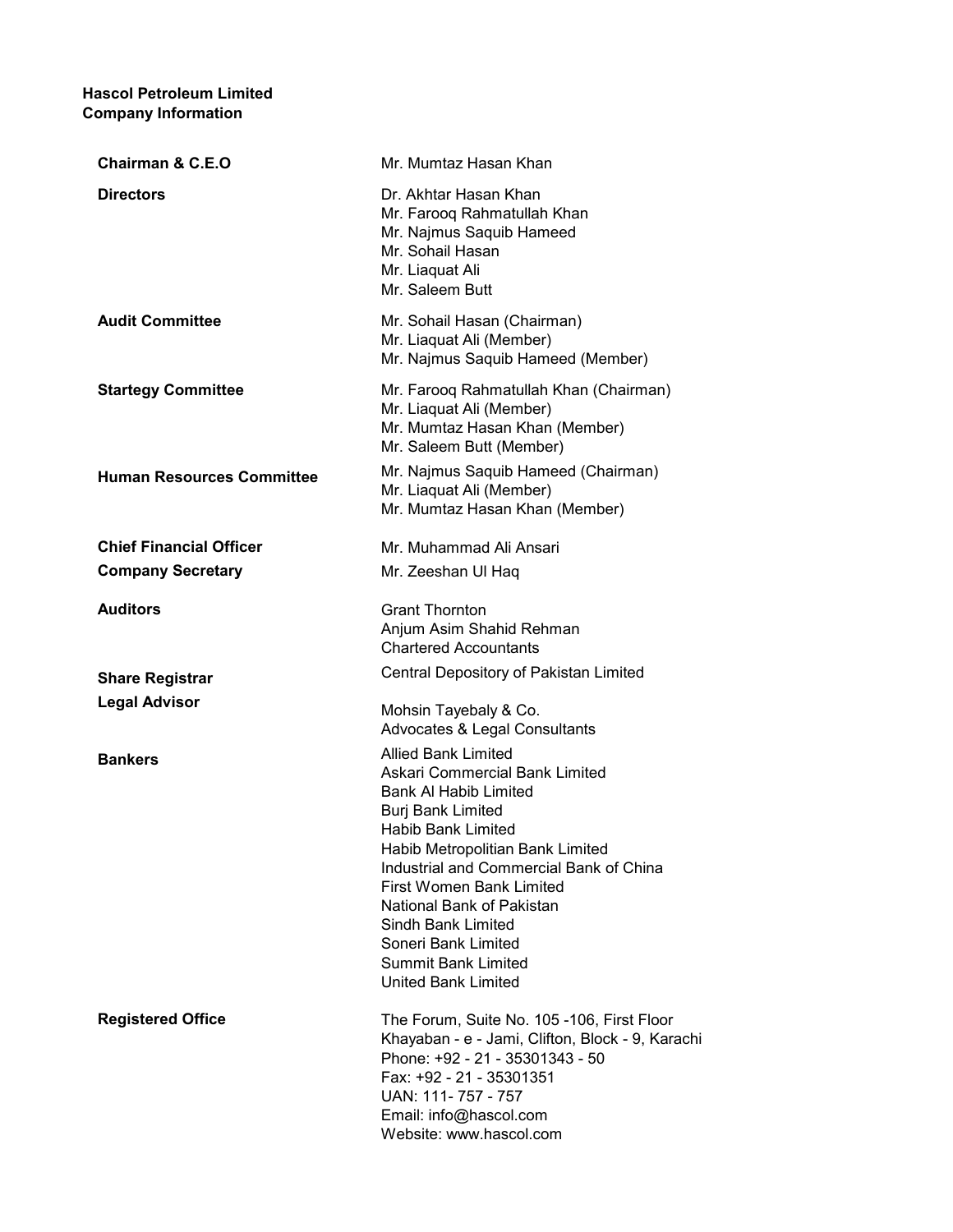**Hascol Petroleum Limited**
**Company Information**

| | |
|---|---|
| **Chairman & C.E.O** | Mr. Mumtaz Hasan Khan |
| **Directors** | Dr. Akhtar Hasan Khan<br>Mr. Farooq Rahmatullah Khan<br>Mr. Najmus Saquib Hameed<br>Mr. Sohail Hasan<br>Mr. Liaquat Ali<br>Mr. Saleem Butt |
| **Audit Committee** | Mr. Sohail Hasan (Chairman)<br>Mr. Liaquat Ali (Member)<br>Mr. Najmus Saquib Hameed (Member) |
| **Startegy Committee** | Mr. Farooq Rahmatullah Khan (Chairman)<br>Mr. Liaquat Ali (Member)<br>Mr. Mumtaz Hasan Khan (Member)<br>Mr. Saleem Butt (Member) |
| **Human Resources Committee** | Mr. Najmus Saquib Hameed (Chairman)<br>Mr. Liaquat Ali (Member)<br>Mr. Mumtaz Hasan Khan (Member) |
| **Chief Financial Officer** | Mr. Muhammad Ali Ansari |
| **Company Secretary** | Mr. Zeeshan Ul Haq |
| **Auditors** | Grant Thornton<br>Anjum Asim Shahid Rehman<br>Chartered Accountants |
| **Share Registrar** | Central Depository of Pakistan Limited |
| **Legal Advisor** | Mohsin Tayebaly & Co.<br>Advocates & Legal Consultants |
| **Bankers** | Allied Bank Limited<br>Askari Commercial Bank Limited<br>Bank Al Habib Limited<br>Burj Bank Limited<br>Habib Bank Limited<br>Habib Metropolitian Bank Limited<br>Industrial and Commercial Bank of China<br>First Women Bank Limited<br>National Bank of Pakistan<br>Sindh Bank Limited<br>Soneri Bank Limited<br>Summit Bank Limited<br>United Bank Limited |
| **Registered Office** | The Forum, Suite No. 105 -106, First Floor<br>Khayaban - e - Jami, Clifton, Block - 9, Karachi<br>Phone: +92 - 21 - 35301343 - 50<br>Fax: +92 - 21 - 35301351<br>UAN: 111- 757 - 757<br>Email: info@hascol.com<br>Website: www.hascol.com |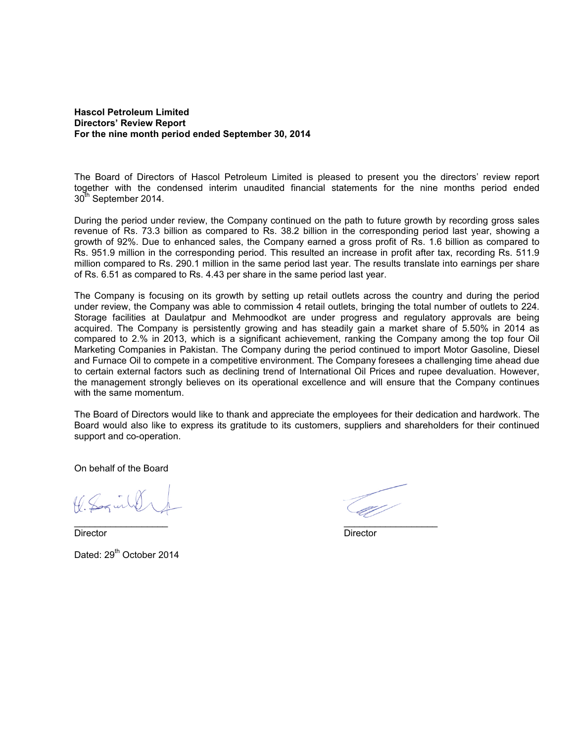**Hascol Petroleum Limited**
**Directors' Review Report**
**For the nine month period ended September 30, 2014**

The Board of Directors of Hascol Petroleum Limited is pleased to present you the directors' review report together with the condensed interim unaudited financial statements for the nine months period ended 30th September 2014.

During the period under review, the Company continued on the path to future growth by recording gross sales revenue of Rs. 73.3 billion as compared to Rs. 38.2 billion in the corresponding period last year, showing a growth of 92%. Due to enhanced sales, the Company earned a gross profit of Rs. 1.6 billion as compared to Rs. 951.9 million in the corresponding period. This resulted an increase in profit after tax, recording Rs. 511.9 million compared to Rs. 290.1 million in the same period last year. The results translate into earnings per share of Rs. 6.51 as compared to Rs. 4.43 per share in the same period last year.

The Company is focusing on its growth by setting up retail outlets across the country and during the period under review, the Company was able to commission 4 retail outlets, bringing the total number of outlets to 224. Storage facilities at Daulatpur and Mehmoodkot are under progress and regulatory approvals are being acquired. The Company is persistently growing and has steadily gain a market share of 5.50% in 2014 as compared to 2.% in 2013, which is a significant achievement, ranking the Company among the top four Oil Marketing Companies in Pakistan. The Company during the period continued to import Motor Gasoline, Diesel and Furnace Oil to compete in a competitive environment. The Company foresees a challenging time ahead due to certain external factors such as declining trend of International Oil Prices and rupee devaluation. However, the management strongly believes on its operational excellence and will ensure that the Company continues with the same momentum.

The Board of Directors would like to thank and appreciate the employees for their dedication and hardwork. The Board would also like to express its gratitude to its customers, suppliers and shareholders for their continued support and co-operation.

On behalf of the Board

| ___________________ | ___________________ |
|---|---|
| Director | Director |

Dated: 29th October 2014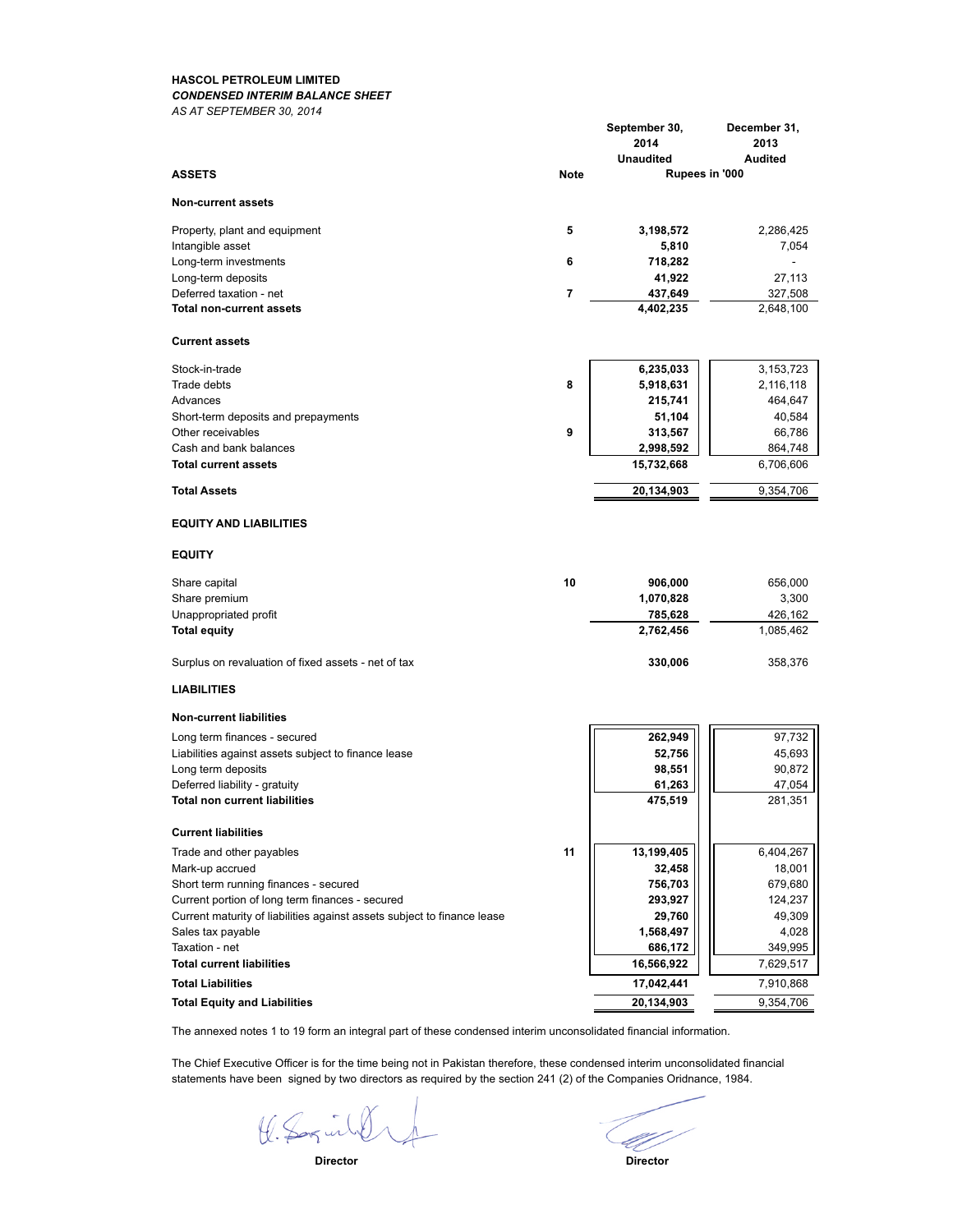**HASCOL PETROLEUM LIMITED**

***CONDENSED INTERIM BALANCE SHEET***

*AS AT SEPTEMBER 30, 2014*

| | Note | September 30, 2014 Unaudited | December 31, 2013 Audited |
|---|---|---|---|
| **ASSETS** | | Rupees in '000 | |
| **Non-current assets** | | | |
| Property, plant and equipment | 5 | **3,198,572** | 2,286,425 |
| Intangible asset | | **5,810** | 7,054 |
| Long-term investments | 6 | **718,282** | - |
| Long-term deposits | | **41,922** | 27,113 |
| Deferred taxation - net | 7 | **437,649** | 327,508 |
| **Total non-current assets** | | **4,402,235** | 2,648,100 |
| **Current assets** | | | |
| Stock-in-trade | | **6,235,033** | 3,153,723 |
| Trade debts | 8 | **5,918,631** | 2,116,118 |
| Advances | | **215,741** | 464,647 |
| Short-term deposits and prepayments | | **51,104** | 40,584 |
| Other receivables | 9 | **313,567** | 66,786 |
| Cash and bank balances | | **2,998,592** | 864,748 |
| **Total current assets** | | **15,732,668** | 6,706,606 |
| **Total Assets** | | **20,134,903** | 9,354,706 |
| **EQUITY AND LIABILITIES** | | | |
| **EQUITY** | | | |
| Share capital | 10 | **906,000** | 656,000 |
| Share premium | | **1,070,828** | 3,300 |
| Unappropriated profit | | **785,628** | 426,162 |
| **Total equity** | | **2,762,456** | 1,085,462 |
| Surplus on revaluation of fixed assets - net of tax | | **330,006** | 358,376 |
| **LIABILITIES** | | | |
| **Non-current liabilities** | | | |
| Long term finances - secured | | **262,949** | 97,732 |
| Liabilities against assets subject to finance lease | | **52,756** | 45,693 |
| Long term deposits | | **98,551** | 90,872 |
| Deferred liability - gratuity | | **61,263** | 47,054 |
| **Total non current liabilities** | | **475,519** | 281,351 |
| **Current liabilities** | | | |
| Trade and other payables | 11 | **13,199,405** | 6,404,267 |
| Mark-up accrued | | **32,458** | 18,001 |
| Short term running finances - secured | | **756,703** | 679,680 |
| Current portion of long term finances - secured | | **293,927** | 124,237 |
| Current maturity of liabilities against assets subject to finance lease | | **29,760** | 49,309 |
| Sales tax payable | | **1,568,497** | 4,028 |
| Taxation - net | | **686,172** | 349,995 |
| **Total current liabilities** | | **16,566,922** | 7,629,517 |
| **Total Liabilities** | | **17,042,441** | 7,910,868 |
| **Total Equity and Liabilities** | | **20,134,903** | 9,354,706 |

The annexed notes 1 to 19 form an integral part of these condensed interim unconsolidated financial information.

The Chief Executive Officer is for the time being not in Pakistan therefore, these condensed interim unconsolidated financial statements have been signed by two directors as required by the section 241 (2) of the Companies Oridnance, 1984.

**Director** **Director**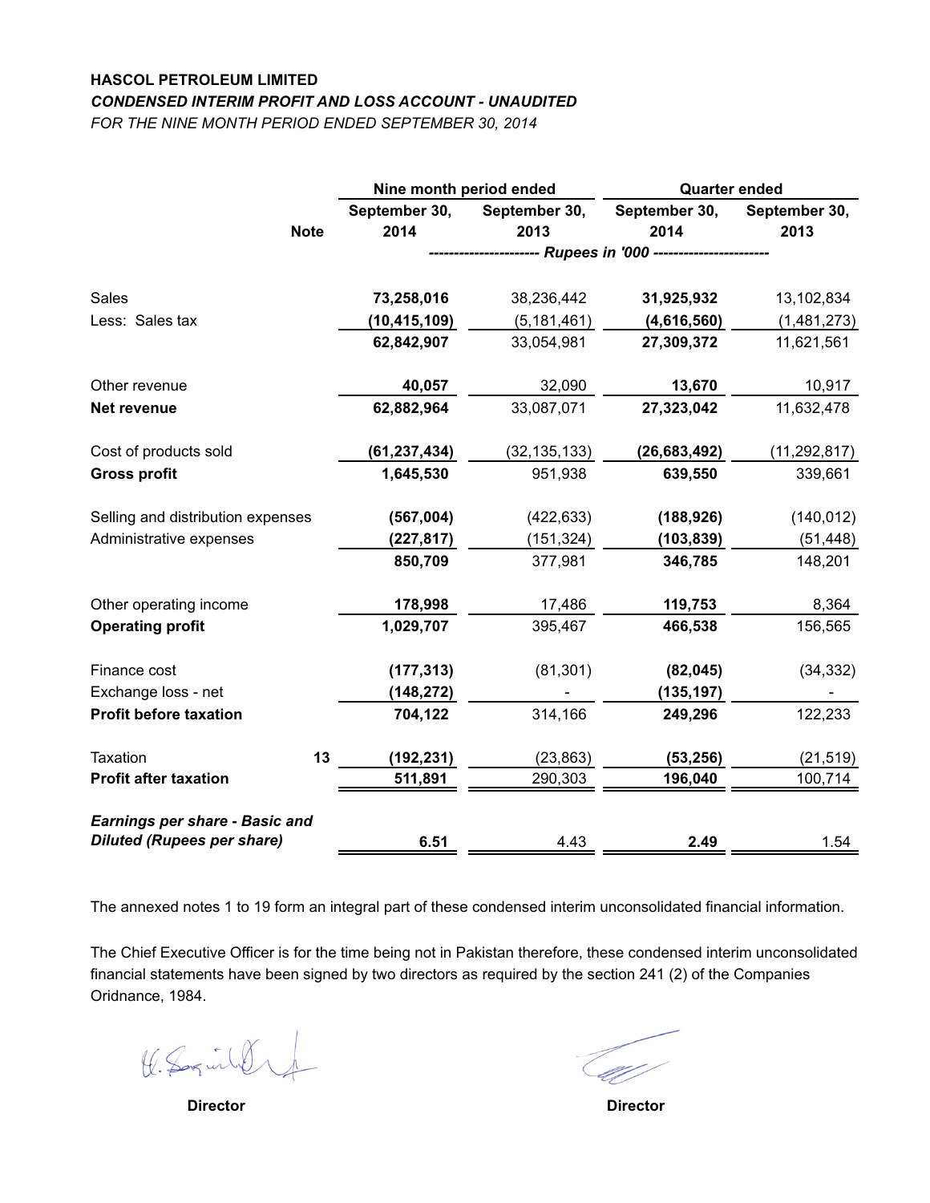**HASCOL PETROLEUM LIMITED**

***CONDENSED INTERIM PROFIT AND LOSS ACCOUNT - UNAUDITED***

*FOR THE NINE MONTH PERIOD ENDED SEPTEMBER 30, 2014*

| | Note | Nine month period ended | | Quarter ended | |
|---|---|---|---|---|---|
| | | September 30, 2014 | September 30, 2013 | September 30, 2014 | September 30, 2013 |
| | | *Rupees in '000* | | | |
| Sales | | **73,258,016** | 38,236,442 | **31,925,932** | 13,102,834 |
| Less: Sales tax | | **(10,415,109)** | (5,181,461) | **(4,616,560)** | (1,481,273) |
| | | **62,842,907** | 33,054,981 | **27,309,372** | 11,621,561 |
| Other revenue | | **40,057** | 32,090 | **13,670** | 10,917 |
| **Net revenue** | | **62,882,964** | 33,087,071 | **27,323,042** | 11,632,478 |
| Cost of products sold | | **(61,237,434)** | (32,135,133) | **(26,683,492)** | (11,292,817) |
| **Gross profit** | | **1,645,530** | 951,938 | **639,550** | 339,661 |
| Selling and distribution expenses | | **(567,004)** | (422,633) | **(188,926)** | (140,012) |
| Administrative expenses | | **(227,817)** | (151,324) | **(103,839)** | (51,448) |
| | | **850,709** | 377,981 | **346,785** | 148,201 |
| Other operating income | | **178,998** | 17,486 | **119,753** | 8,364 |
| **Operating profit** | | **1,029,707** | 395,467 | **466,538** | 156,565 |
| Finance cost | | **(177,313)** | (81,301) | **(82,045)** | (34,332) |
| Exchange loss - net | | **(148,272)** | - | **(135,197)** | - |
| **Profit before taxation** | | **704,122** | 314,166 | **249,296** | 122,233 |
| Taxation | 13 | **(192,231)** | (23,863) | **(53,256)** | (21,519) |
| **Profit after taxation** | | **511,891** | 290,303 | **196,040** | 100,714 |
| ***Earnings per share - Basic and Diluted (Rupees per share)*** | | **6.51** | 4.43 | **2.49** | 1.54 |

The annexed notes 1 to 19 form an integral part of these condensed interim unconsolidated financial information.

The Chief Executive Officer is for the time being not in Pakistan therefore, these condensed interim unconsolidated financial statements have been signed by two directors as required by the section 241 (2) of the Companies Oridnance, 1984.

**Director** **Director**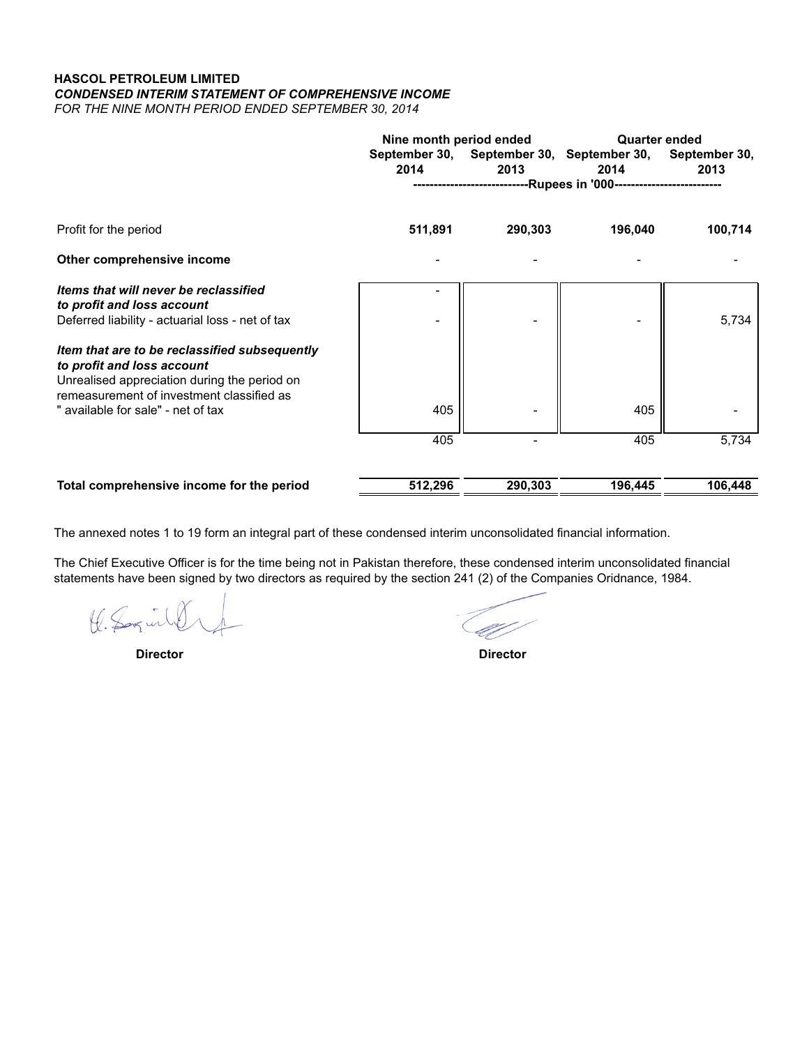**HASCOL PETROLEUM LIMITED**
***CONDENSED INTERIM STATEMENT OF COMPREHENSIVE INCOME***
*FOR THE NINE MONTH PERIOD ENDED SEPTEMBER 30, 2014*

| | Nine month period ended | | Quarter ended | |
|---|---|---|---|---|
| | September 30, 2014 | September 30, 2013 | September 30, 2014 | September 30, 2013 |
| | Rupees in '000 | | | |
| Profit for the period | **511,891** | **290,303** | **196,040** | **100,714** |
| **Other comprehensive income** | - | - | - | - |
| ***Items that will never be reclassified to profit and loss account*** | - | | | |
| Deferred liability - actuarial loss - net of tax | - | - | - | 5,734 |
| ***Item that are to be reclassified subsequently to profit and loss account*** | | | | |
| Unrealised appreciation during the period on remeasurement of investment classified as " available for sale" - net of tax | 405 | - | 405 | - |
| | 405 | - | 405 | 5,734 |
| **Total comprehensive income for the period** | **512,296** | **290,303** | **196,445** | **106,448** |

The annexed notes 1 to 19 form an integral part of these condensed interim unconsolidated financial information.

The Chief Executive Officer is for the time being not in Pakistan therefore, these condensed interim unconsolidated financial statements have been signed by two directors as required by the section 241 (2) of the Companies Oridnance, 1984.

**Director** **Director**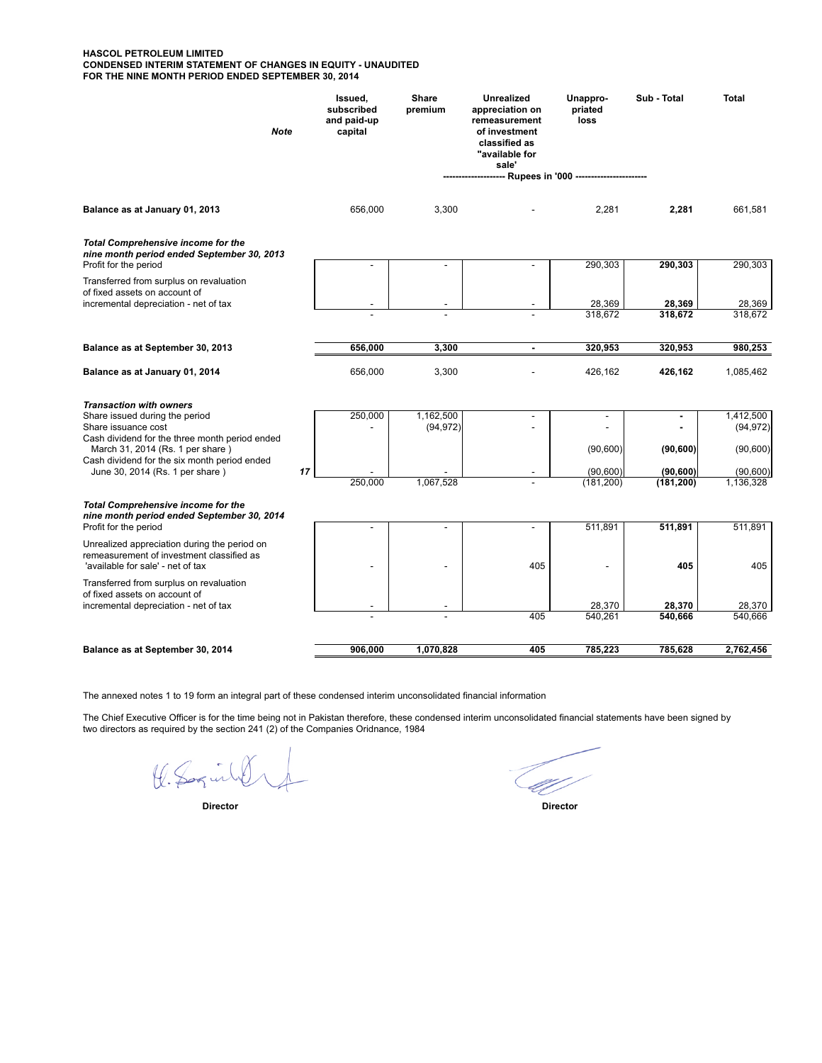**HASCOL PETROLEUM LIMITED**
**CONDENSED INTERIM STATEMENT OF CHANGES IN EQUITY - UNAUDITED**
**FOR THE NINE MONTH PERIOD ENDED SEPTEMBER 30, 2014**

| | Note | Issued, subscribed and paid-up capital | Share premium | Unrealized appreciation on remeasurement of investment classified as "available for sale' | Unappro-priated loss | Sub - Total | Total |
|---|---|---|---|---|---|---|---|
| | | -------------------- Rupees in '000 ---------------------- | | | | | |
| **Balance as at January 01, 2013** | | 656,000 | 3,300 | - | 2,281 | **2,281** | 661,581 |
| ***Total Comprehensive income for the nine month period ended September 30, 2013*** | | | | | | | |
| Profit for the period | | - | - | - | 290,303 | **290,303** | 290,303 |
| Transferred from surplus on revaluation of fixed assets on account of incremental depreciation - net of tax | | - | - | - | 28,369 | **28,369** | 28,369 |
| | | - | - | - | 318,672 | **318,672** | 318,672 |
| **Balance as at September 30, 2013** | | **656,000** | **3,300** | **-** | **320,953** | **320,953** | **980,253** |
| **Balance as at January 01, 2014** | | 656,000 | 3,300 | - | 426,162 | **426,162** | 1,085,462 |
| ***Transaction with owners*** | | | | | | | |
| Share issued during the period | | 250,000 | 1,162,500 | - | - | **-** | 1,412,500 |
| Share issuance cost | | - | (94,972) | - | - | **-** | (94,972) |
| Cash dividend for the three month period ended March 31, 2014 (Rs. 1 per share ) | | | | | (90,600) | **(90,600)** | (90,600) |
| Cash dividend for the six month period ended June 30, 2014 (Rs. 1 per share ) | 17 | - | - | - | (90,600) | **(90,600)** | (90,600) |
| | | 250,000 | 1,067,528 | - | (181,200) | **(181,200)** | 1,136,328 |
| ***Total Comprehensive income for the nine month period ended September 30, 2014*** | | | | | | | |
| Profit for the period | | - | - | - | 511,891 | **511,891** | 511,891 |
| Unrealized appreciation during the period on remeasurement of investment classified as 'available for sale' - net of tax | | - | - | 405 | - | **405** | 405 |
| Transferred from surplus on revaluation of fixed assets on account of incremental depreciation - net of tax | | - | - | | 28,370 | **28,370** | 28,370 |
| | | - | - | 405 | 540,261 | **540,666** | 540,666 |
| **Balance as at September 30, 2014** | | **906,000** | **1,070,828** | **405** | **785,223** | **785,628** | **2,762,456** |

The annexed notes 1 to 19 form an integral part of these condensed interim unconsolidated financial information

The Chief Executive Officer is for the time being not in Pakistan therefore, these condensed interim unconsolidated financial statements have been signed by two directors as required by the section 241 (2) of the Companies Oridnance, 1984

**Director** **Director**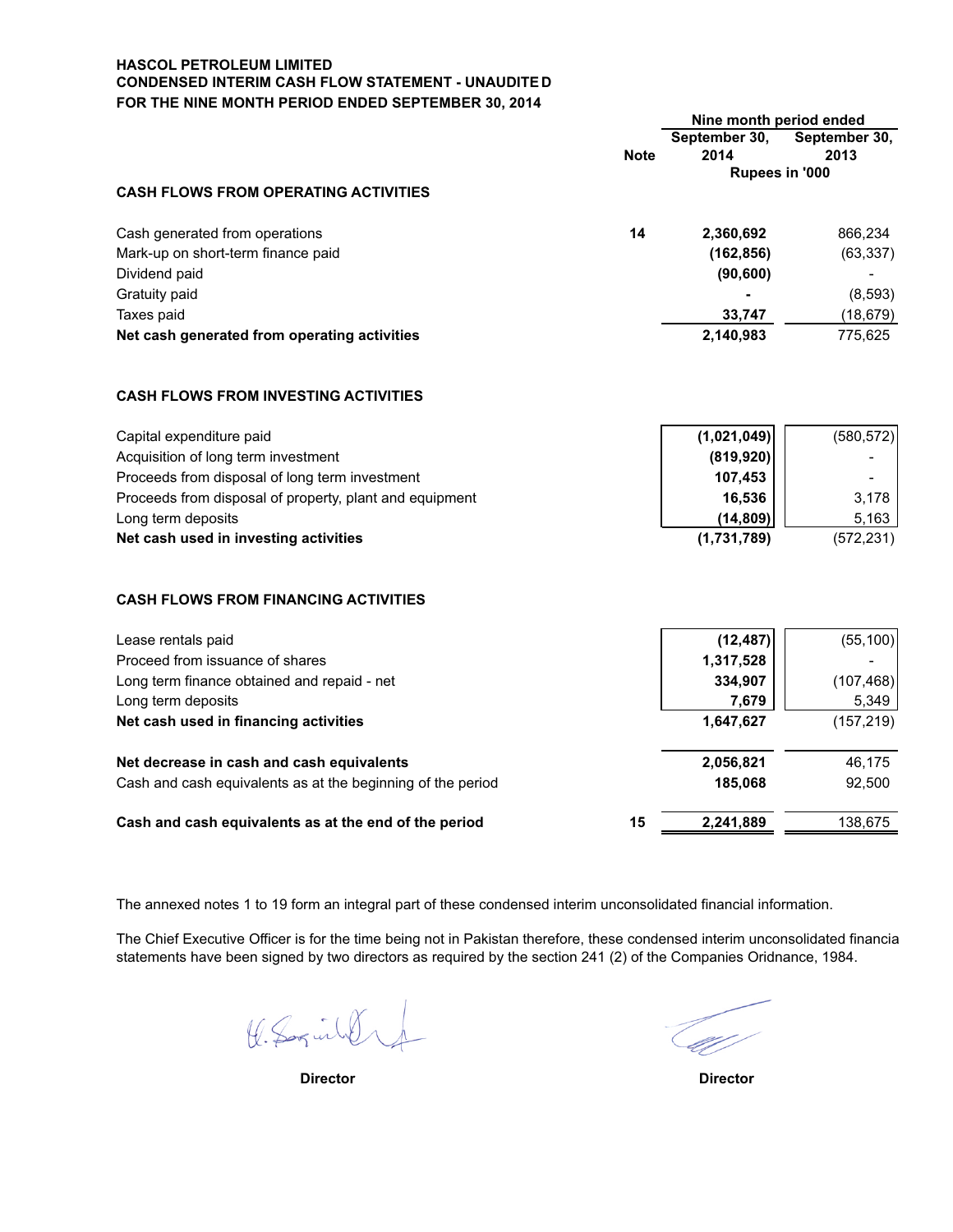**HASCOL PETROLEUM LIMITED**
**CONDENSED INTERIM CASH FLOW STATEMENT - UNAUDITED**
**FOR THE NINE MONTH PERIOD ENDED SEPTEMBER 30, 2014**

| | Note | Nine month period ended September 30, 2014 | September 30, 2013 |
|---|---|---|---|
| | | Rupees in '000 | |
| **CASH FLOWS FROM OPERATING ACTIVITIES** | | | |
| Cash generated from operations | 14 | **2,360,692** | 866,234 |
| Mark-up on short-term finance paid | | **(162,856)** | (63,337) |
| Dividend paid | | **(90,600)** | - |
| Gratuity paid | | **-** | (8,593) |
| Taxes paid | | **33,747** | (18,679) |
| **Net cash generated from operating activities** | | **2,140,983** | 775,625 |
| **CASH FLOWS FROM INVESTING ACTIVITIES** | | | |
| Capital expenditure paid | | **(1,021,049)** | (580,572) |
| Acquisition of long term investment | | **(819,920)** | - |
| Proceeds from disposal of long term investment | | **107,453** | - |
| Proceeds from disposal of property, plant and equipment | | **16,536** | 3,178 |
| Long term deposits | | **(14,809)** | 5,163 |
| **Net cash used in investing activities** | | **(1,731,789)** | (572,231) |
| **CASH FLOWS FROM FINANCING ACTIVITIES** | | | |
| Lease rentals paid | | **(12,487)** | (55,100) |
| Proceed from issuance of shares | | **1,317,528** | - |
| Long term finance obtained and repaid - net | | **334,907** | (107,468) |
| Long term deposits | | **7,679** | 5,349 |
| **Net cash used in financing activities** | | **1,647,627** | (157,219) |
| **Net decrease in cash and cash equivalents** | | **2,056,821** | 46,175 |
| Cash and cash equivalents as at the beginning of the period | | **185,068** | 92,500 |
| **Cash and cash equivalents as at the end of the period** | 15 | **2,241,889** | 138,675 |

The annexed notes 1 to 19 form an integral part of these condensed interim unconsolidated financial information.

The Chief Executive Officer is for the time being not in Pakistan therefore, these condensed interim unconsolidated financia statements have been signed by two directors as required by the section 241 (2) of the Companies Oridnance, 1984.

**Director** **Director**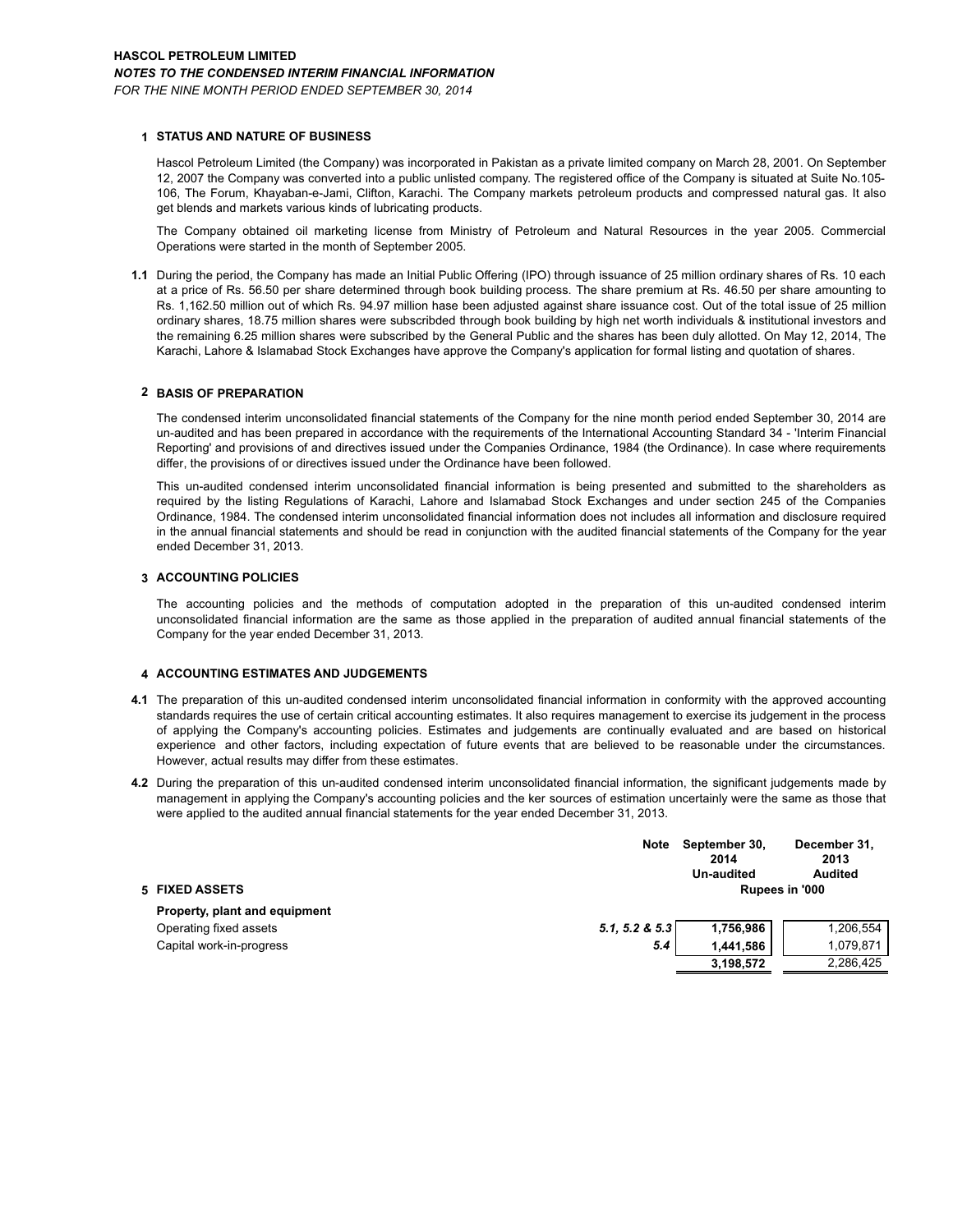**HASCOL PETROLEUM LIMITED**

***NOTES TO THE CONDENSED INTERIM FINANCIAL INFORMATION***

*FOR THE NINE MONTH PERIOD ENDED SEPTEMBER 30, 2014*

## 1 STATUS AND NATURE OF BUSINESS

Hascol Petroleum Limited (the Company) was incorporated in Pakistan as a private limited company on March 28, 2001. On September 12, 2007 the Company was converted into a public unlisted company. The registered office of the Company is situated at Suite No.105-106, The Forum, Khayaban-e-Jami, Clifton, Karachi. The Company markets petroleum products and compressed natural gas. It also get blends and markets various kinds of lubricating products.

The Company obtained oil marketing license from Ministry of Petroleum and Natural Resources in the year 2005. Commercial Operations were started in the month of September 2005.

**1.1** During the period, the Company has made an Initial Public Offering (IPO) through issuance of 25 million ordinary shares of Rs. 10 each at a price of Rs. 56.50 per share determined through book building process. The share premium at Rs. 46.50 per share amounting to Rs. 1,162.50 million out of which Rs. 94.97 million hase been adjusted against share issuance cost. Out of the total issue of 25 million ordinary shares, 18.75 million shares were subscribded through book building by high net worth individuals & institutional investors and the remaining 6.25 million shares were subscribed by the General Public and the shares has been duly allotted. On May 12, 2014, The Karachi, Lahore & Islamabad Stock Exchanges have approve the Company's application for formal listing and quotation of shares.

## 2 BASIS OF PREPARATION

The condensed interim unconsolidated financial statements of the Company for the nine month period ended September 30, 2014 are un-audited and has been prepared in accordance with the requirements of the International Accounting Standard 34 - 'Interim Financial Reporting' and provisions of and directives issued under the Companies Ordinance, 1984 (the Ordinance). In case where requirements differ, the provisions of or directives issued under the Ordinance have been followed.

This un-audited condensed interim unconsolidated financial information is being presented and submitted to the shareholders as required by the listing Regulations of Karachi, Lahore and Islamabad Stock Exchanges and under section 245 of the Companies Ordinance, 1984. The condensed interim unconsolidated financial information does not includes all information and disclosure required in the annual financial statements and should be read in conjunction with the audited financial statements of the Company for the year ended December 31, 2013.

## 3 ACCOUNTING POLICIES

The accounting policies and the methods of computation adopted in the preparation of this un-audited condensed interim unconsolidated financial information are the same as those applied in the preparation of audited annual financial statements of the Company for the year ended December 31, 2013.

## 4 ACCOUNTING ESTIMATES AND JUDGEMENTS

**4.1** The preparation of this un-audited condensed interim unconsolidated financial information in conformity with the approved accounting standards requires the use of certain critical accounting estimates. It also requires management to exercise its judgement in the process of applying the Company's accounting policies. Estimates and judgements are continually evaluated and are based on historical experience and other factors, including expectation of future events that are believed to be reasonable under the circumstances. However, actual results may differ from these estimates.

**4.2** During the preparation of this un-audited condensed interim unconsolidated financial information, the significant judgements made by management in applying the Company's accounting policies and the ker sources of estimation uncertainly were the same as those that were applied to the audited annual financial statements for the year ended December 31, 2013.

## 5 FIXED ASSETS

| | Note | September 30, 2014 Un-audited | December 31, 2013 Audited |
|---|---|---|---|
| | | Rupees in '000 | |
| **Property, plant and equipment** | | | |
| Operating fixed assets | *5.1, 5.2 & 5.3* | **1,756,986** | 1,206,554 |
| Capital work-in-progress | *5.4* | **1,441,586** | 1,079,871 |
| | | **3,198,572** | 2,286,425 |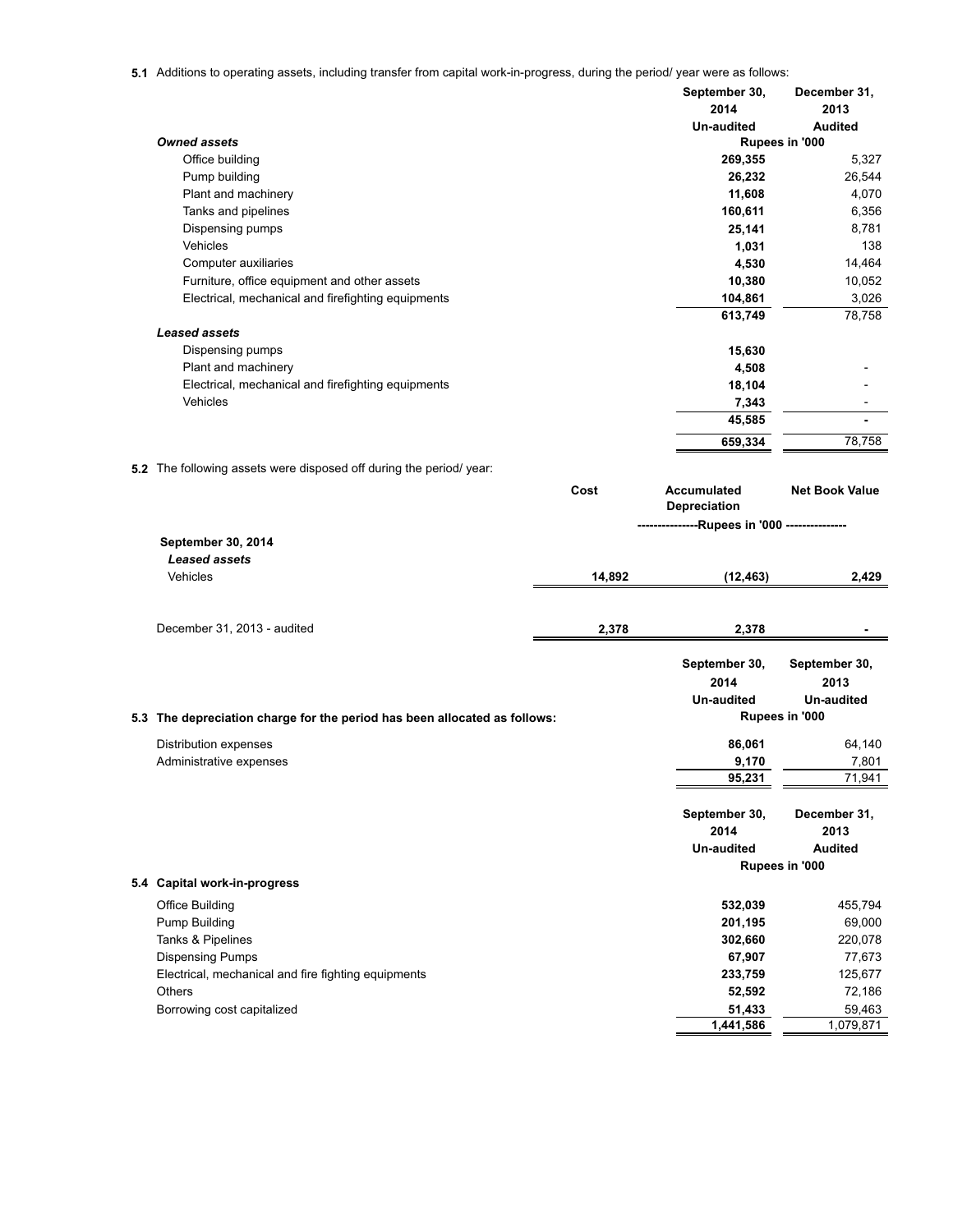**5.1** Additions to operating assets, including transfer from capital work-in-progress, during the period/ year were as follows:

| | September 30, 2014 Un-audited | December 31, 2013 Audited |
|---|---|---|
| | Rupees in '000 | |
| ***Owned assets*** | | |
| Office building | **269,355** | 5,327 |
| Pump building | **26,232** | 26,544 |
| Plant and machinery | **11,608** | 4,070 |
| Tanks and pipelines | **160,611** | 6,356 |
| Dispensing pumps | **25,141** | 8,781 |
| Vehicles | **1,031** | 138 |
| Computer auxiliaries | **4,530** | 14,464 |
| Furniture, office equipment and other assets | **10,380** | 10,052 |
| Electrical, mechanical and firefighting equipments | **104,861** | 3,026 |
| | **613,749** | 78,758 |
| ***Leased assets*** | | |
| Dispensing pumps | **15,630** | |
| Plant and machinery | **4,508** | - |
| Electrical, mechanical and firefighting equipments | **18,104** | - |
| Vehicles | **7,343** | - |
| | **45,585** | **-** |
| | **659,334** | 78,758 |

**5.2** The following assets were disposed off during the period/ year:

| | Cost | Accumulated Depreciation | Net Book Value |
|---|---|---|---|
| | ---------------Rupees in '000 --------------- | | |
| **September 30, 2014** | | | |
| ***Leased assets*** | | | |
| Vehicles | **14,892** | **(12,463)** | **2,429** |
| December 31, 2013 - audited | **2,378** | **2,378** | **-** |

| **5.3 The depreciation charge for the period has been allocated as follows:** | September 30, 2014 Un-audited | September 30, 2013 Un-audited |
|---|---|---|
| | Rupees in '000 | |
| Distribution expenses | **86,061** | 64,140 |
| Administrative expenses | **9,170** | 7,801 |
| | **95,231** | 71,941 |

| | September 30, 2014 Un-audited | December 31, 2013 Audited |
|---|---|---|
| | Rupees in '000 | |
| **5.4 Capital work-in-progress** | | |
| Office Building | **532,039** | 455,794 |
| Pump Building | **201,195** | 69,000 |
| Tanks & Pipelines | **302,660** | 220,078 |
| Dispensing Pumps | **67,907** | 77,673 |
| Electrical, mechanical and fire fighting equipments | **233,759** | 125,677 |
| Others | **52,592** | 72,186 |
| Borrowing cost capitalized | **51,433** | 59,463 |
| | **1,441,586** | 1,079,871 |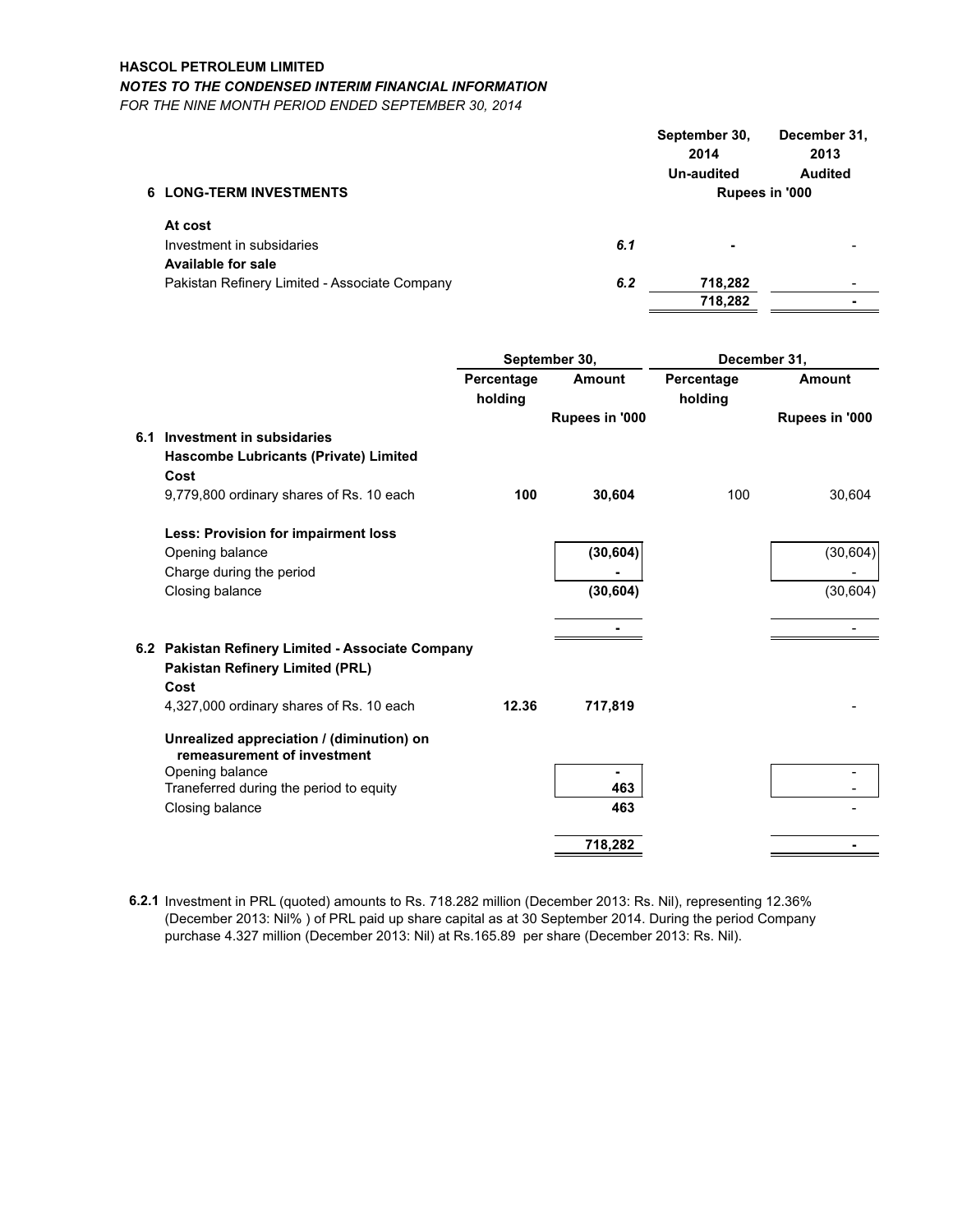**HASCOL PETROLEUM LIMITED**

***NOTES TO THE CONDENSED INTERIM FINANCIAL INFORMATION***

*FOR THE NINE MONTH PERIOD ENDED SEPTEMBER 30, 2014*

| **6 LONG-TERM INVESTMENTS** | | **September 30, 2014 Un-audited** | **December 31, 2013 Audited** |
|---|---|---|---|
| | | **Rupees in '000** | |
| **At cost** | | | |
| Investment in subsadiaries | *6.1* | **-** | - |
| **Available for sale** | | | |
| Pakistan Refinery Limited - Associate Company | *6.2* | **718,282** | - |
| | | **718,282** | **-** |

| | September 30, | | December 31, | |
|---|---|---|---|---|
| | **Percentage holding** | **Amount** | **Percentage holding** | **Amount** |
| | | **Rupees in '000** | | **Rupees in '000** |
| **6.1 Investment in subsidaries** | | | | |
| **Hascombe Lubricants (Private) Limited** | | | | |
| **Cost** | | | | |
| 9,779,800 ordinary shares of Rs. 10 each | **100** | **30,604** | 100 | 30,604 |
| **Less: Provision for impairment loss** | | | | |
| Opening balance | | **(30,604)** | | (30,604) |
| Charge during the period | | **-** | | - |
| Closing balance | | **(30,604)** | | (30,604) |
| | | **-** | | - |
| **6.2 Pakistan Refinery Limited - Associate Company** | | | | |
| **Pakistan Refinery Limited (PRL)** | | | | |
| **Cost** | | | | |
| 4,327,000 ordinary shares of Rs. 10 each | **12.36** | **717,819** | | - |
| **Unrealized appreciation / (diminution) on remeasurement of investment** | | | | |
| Opening balance | | **-** | | - |
| Traneferred during the period to equity | | **463** | | - |
| Closing balance | | **463** | | - |
| | | **718,282** | | **-** |

**6.2.1** Investment in PRL (quoted) amounts to Rs. 718.282 million (December 2013: Rs. Nil), representing 12.36% (December 2013: Nil% ) of PRL paid up share capital as at 30 September 2014. During the period Company purchase 4.327 million (December 2013: Nil) at Rs.165.89 per share (December 2013: Rs. Nil).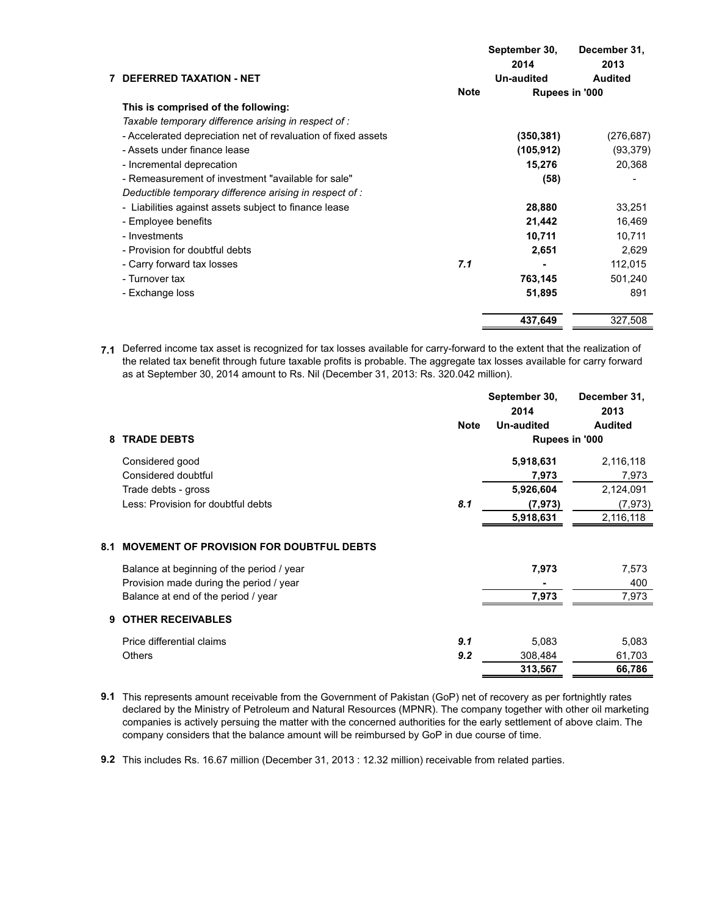## 7 DEFERRED TAXATION - NET

| | Note | September 30, 2014 Un-audited | December 31, 2013 Audited |
|---|---|---|---|
| | | Rupees in '000 | |
| **This is comprised of the following:** | | | |
| *Taxable temporary difference arising in respect of :* | | | |
| - Accelerated depreciation net of revaluation of fixed assets | | **(350,381)** | (276,687) |
| - Assets under finance lease | | **(105,912)** | (93,379) |
| - Incremental deprecation | | **15,276** | 20,368 |
| - Remeasurement of investment "available for sale" | | **(58)** | - |
| *Deductible temporary difference arising in respect of :* | | | |
| - Liabilities against assets subject to finance lease | | **28,880** | 33,251 |
| - Employee benefits | | **21,442** | 16,469 |
| - Investments | | **10,711** | 10,711 |
| - Provision for doubtful debts | | **2,651** | 2,629 |
| - Carry forward tax losses | *7.1* | **-** | 112,015 |
| - Turnover tax | | **763,145** | 501,240 |
| - Exchange loss | | **51,895** | 891 |
| | | **437,649** | 327,508 |

**7.1** Deferred income tax asset is recognized for tax losses available for carry-forward to the extent that the realization of the related tax benefit through future taxable profits is probable. The aggregate tax losses available for carry forward as at September 30, 2014 amount to Rs. Nil (December 31, 2013: Rs. 320.042 million).

## 8 TRADE DEBTS

| | Note | September 30, 2014 Un-audited | December 31, 2013 Audited |
|---|---|---|---|
| | | Rupees in '000 | |
| Considered good | | **5,918,631** | 2,116,118 |
| Considered doubtful | | **7,973** | 7,973 |
| Trade debts - gross | | **5,926,604** | 2,124,091 |
| Less: Provision for doubtful debts | *8.1* | **(7,973)** | (7,973) |
| | | **5,918,631** | 2,116,118 |

## 8.1 MOVEMENT OF PROVISION FOR DOUBTFUL DEBTS

| | Note | September 30, 2014 Un-audited | December 31, 2013 Audited |
|---|---|---|---|
| Balance at beginning of the period / year | | **7,973** | 7,573 |
| Provision made during the period / year | | **-** | 400 |
| Balance at end of the period / year | | **7,973** | 7,973 |

## 9 OTHER RECEIVABLES

| | Note | September 30, 2014 Un-audited | December 31, 2013 Audited |
|---|---|---|---|
| Price differential claims | *9.1* | 5,083 | 5,083 |
| Others | *9.2* | 308,484 | 61,703 |
| | | **313,567** | **66,786** |

**9.1** This represents amount receivable from the Government of Pakistan (GoP) net of recovery as per fortnightly rates declared by the Ministry of Petroleum and Natural Resources (MPNR). The company together with other oil marketing companies is actively persuing the matter with the concerned authorities for the early settlement of above claim. The company considers that the balance amount will be reimbursed by GoP in due course of time.

**9.2** This includes Rs. 16.67 million (December 31, 2013 : 12.32 million) receivable from related parties.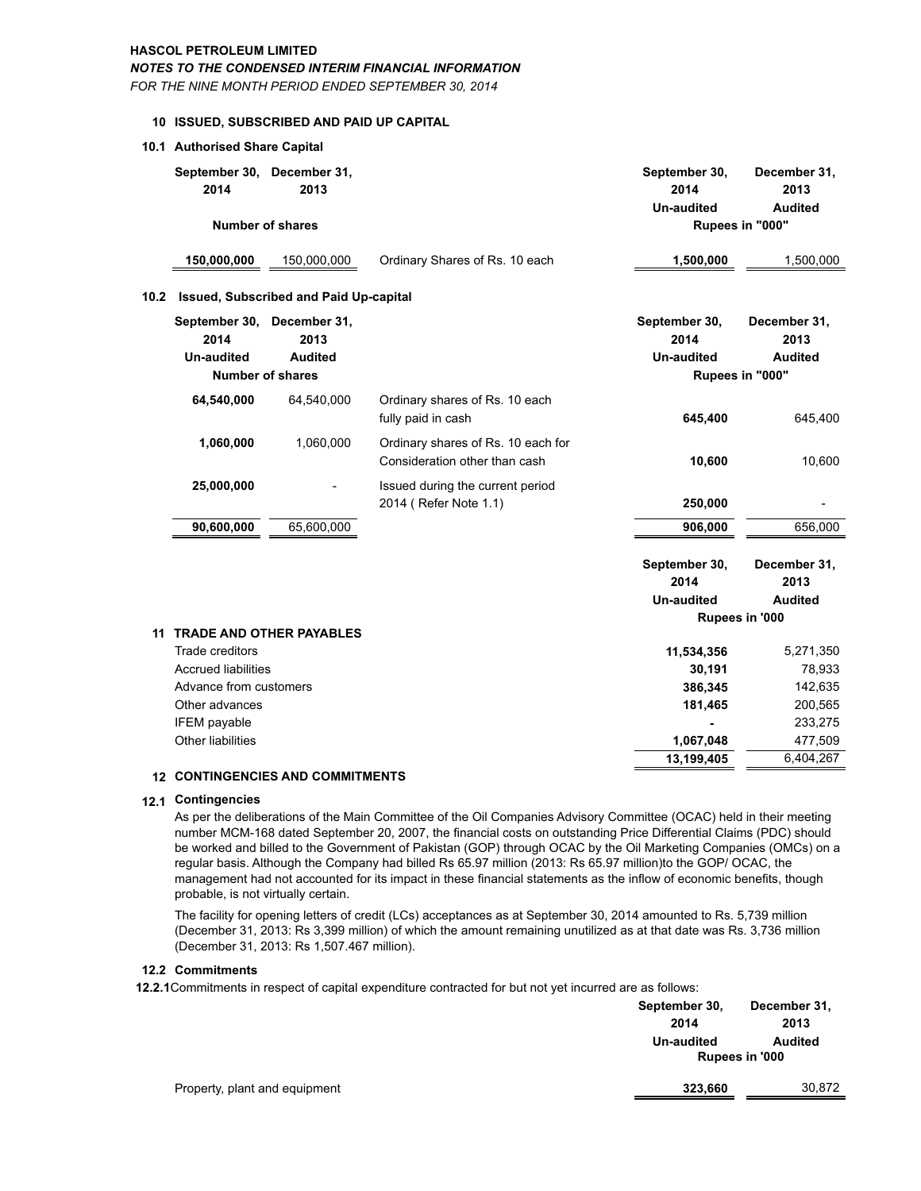HASCOL PETROLEUM LIMITED

*NOTES TO THE CONDENSED INTERIM FINANCIAL INFORMATION*

*FOR THE NINE MONTH PERIOD ENDED SEPTEMBER 30, 2014*

## 10 ISSUED, SUBSCRIBED AND PAID UP CAPITAL

### 10.1 Authorised Share Capital

| September 30, 2014 | December 31, 2013 | | September 30, 2014 Un-audited | December 31, 2013 Audited |
|---|---|---|---|---|
| Number of shares | | | Rupees in "000" | |
| **150,000,000** | 150,000,000 | Ordinary Shares of Rs. 10 each | **1,500,000** | 1,500,000 |

### 10.2 Issued, Subscribed and Paid Up-capital

| September 30, 2014 Un-audited | December 31, 2013 Audited | | September 30, 2014 Un-audited | December 31, 2013 Audited |
|---|---|---|---|---|
| Number of shares | | | Rupees in "000" | |
| **64,540,000** | 64,540,000 | Ordinary shares of Rs. 10 each fully paid in cash | **645,400** | 645,400 |
| **1,060,000** | 1,060,000 | Ordinary shares of Rs. 10 each for Consideration other than cash | **10,600** | 10,600 |
| **25,000,000** | - | Issued during the current period 2014 ( Refer Note 1.1) | **250,000** | - |
| **90,600,000** | 65,600,000 | | **906,000** | 656,000 |

## 11 TRADE AND OTHER PAYABLES

| | September 30, 2014 Un-audited | December 31, 2013 Audited |
|---|---|---|
| | Rupees in '000 | |
| Trade creditors | **11,534,356** | 5,271,350 |
| Accrued liabilities | **30,191** | 78,933 |
| Advance from customers | **386,345** | 142,635 |
| Other advances | **181,465** | 200,565 |
| IFEM payable | **-** | 233,275 |
| Other liabilities | **1,067,048** | 477,509 |
| | **13,199,405** | 6,404,267 |

## 12 CONTINGENCIES AND COMMITMENTS

### 12.1 Contingencies

As per the deliberations of the Main Committee of the Oil Companies Advisory Committee (OCAC) held in their meeting number MCM-168 dated September 20, 2007, the financial costs on outstanding Price Differential Claims (PDC) should be worked and billed to the Government of Pakistan (GOP) through OCAC by the Oil Marketing Companies (OMCs) on a regular basis. Although the Company had billed Rs 65.97 million (2013: Rs 65.97 million)to the GOP/ OCAC, the management had not accounted for its impact in these financial statements as the inflow of economic benefits, though probable, is not virtually certain.

The facility for opening letters of credit (LCs) acceptances as at September 30, 2014 amounted to Rs. 5,739 million (December 31, 2013: Rs 3,399 million) of which the amount remaining unutilized as at that date was Rs. 3,736 million (December 31, 2013: Rs 1,507.467 million).

### 12.2 Commitments

**12.2.1** Commitments in respect of capital expenditure contracted for but not yet incurred are as follows:

| | September 30, 2014 Un-audited | December 31, 2013 Audited |
|---|---|---|
| | Rupees in '000 | |
| Property, plant and equipment | **323,660** | 30,872 |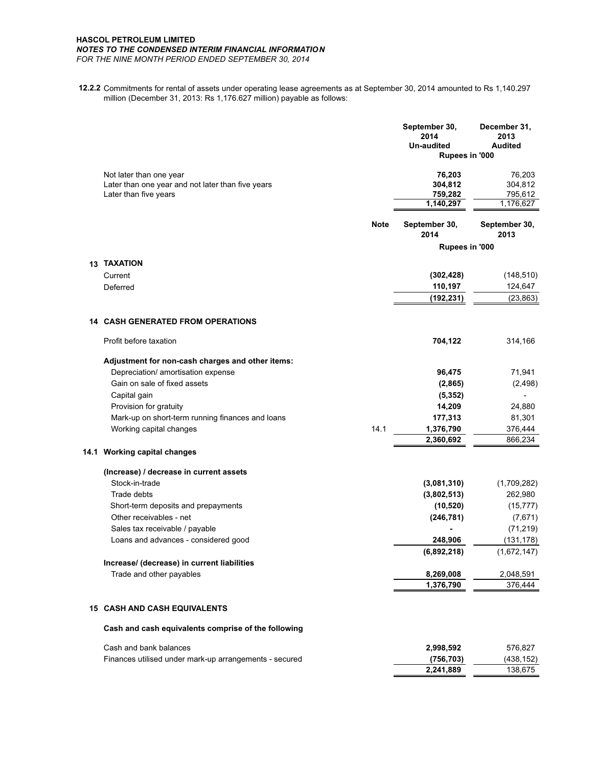**HASCOL PETROLEUM LIMITED**
***NOTES TO THE CONDENSED INTERIM FINANCIAL INFORMATION***
*FOR THE NINE MONTH PERIOD ENDED SEPTEMBER 30, 2014*

**12.2.2** Commitments for rental of assets under operating lease agreements as at September 30, 2014 amounted to Rs 1,140.297 million (December 31, 2013: Rs 1,176.627 million) payable as follows:

| | September 30, 2014 Un-audited | December 31, 2013 Audited |
|---|---|---|
| | Rupees in '000 | |
| Not later than one year | **76,203** | 76,203 |
| Later than one year and not later than five years | **304,812** | 304,812 |
| Later than five years | **759,282** | 795,612 |
| | **1,140,297** | 1,176,627 |

| | Note | September 30, 2014 | September 30, 2013 |
|---|---|---|---|
| | | Rupees in '000 | |
| **13 TAXATION** | | | |
| Current | | **(302,428)** | (148,510) |
| Deferred | | **110,197** | 124,647 |
| | | **(192,231)** | (23,863) |
| **14 CASH GENERATED FROM OPERATIONS** | | | |
| Profit before taxation | | **704,122** | 314,166 |
| **Adjustment for non-cash charges and other items:** | | | |
| Depreciation/ amortisation expense | | **96,475** | 71,941 |
| Gain on sale of fixed assets | | **(2,865)** | (2,498) |
| Capital gain | | **(5,352)** | - |
| Provision for gratuity | | **14,209** | 24,880 |
| Mark-up on short-term running finances and loans | | **177,313** | 81,301 |
| Working capital changes | 14.1 | **1,376,790** | 376,444 |
| | | **2,360,692** | 866,234 |
| **14.1 Working capital changes** | | | |
| **(Increase) / decrease in current assets** | | | |
| Stock-in-trade | | **(3,081,310)** | (1,709,282) |
| Trade debts | | **(3,802,513)** | 262,980 |
| Short-term deposits and prepayments | | **(10,520)** | (15,777) |
| Other receivables - net | | **(246,781)** | (7,671) |
| Sales tax receivable / payable | | **-** | (71,219) |
| Loans and advances - considered good | | **248,906** | (131,178) |
| | | **(6,892,218)** | (1,672,147) |
| **Increase/ (decrease) in current liabilities** | | | |
| Trade and other payables | | **8,269,008** | 2,048,591 |
| | | **1,376,790** | 376,444 |
| **15 CASH AND CASH EQUIVALENTS** | | | |
| **Cash and cash equivalents comprise of the following** | | | |
| Cash and bank balances | | **2,998,592** | 576,827 |
| Finances utilised under mark-up arrangements - secured | | **(756,703)** | (438,152) |
| | | **2,241,889** | 138,675 |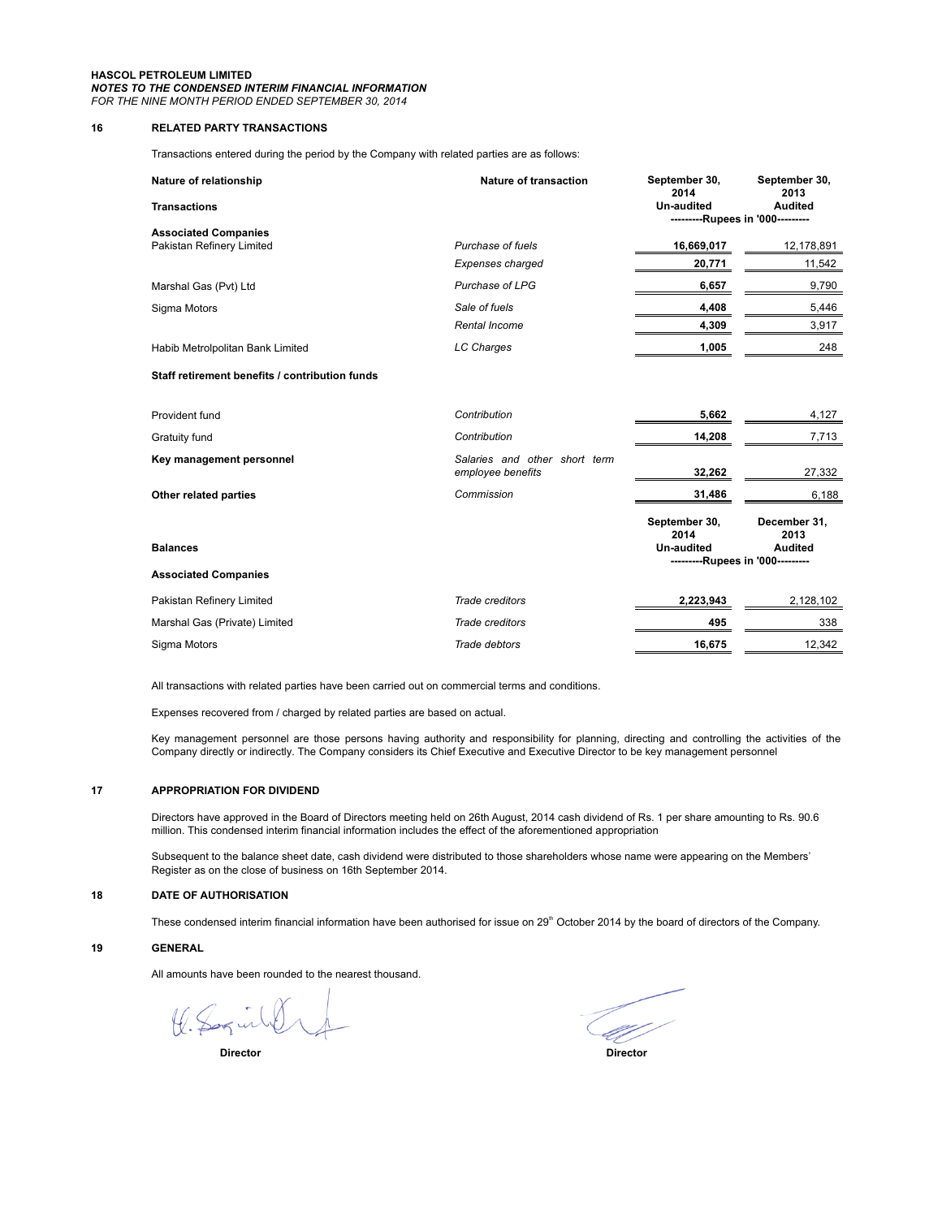**HASCOL PETROLEUM LIMITED**
***NOTES TO THE CONDENSED INTERIM FINANCIAL INFORMATION***
*FOR THE NINE MONTH PERIOD ENDED SEPTEMBER 30, 2014*

## 16 RELATED PARTY TRANSACTIONS

Transactions entered during the period by the Company with related parties are as follows:

| Nature of relationship | Nature of transaction | September 30, 2014 Un-audited | September 30, 2013 Audited |
|---|---|---|---|
| **Transactions** | | ---------Rupees in '000--------- | |
| **Associated Companies** | | | |
| Pakistan Refinery Limited | *Purchase of fuels* | **16,669,017** | 12,178,891 |
| | *Expenses charged* | **20,771** | 11,542 |
| Marshal Gas (Pvt) Ltd | *Purchase of LPG* | **6,657** | 9,790 |
| Sigma Motors | *Sale of fuels* | **4,408** | 5,446 |
| | *Rental Income* | **4,309** | 3,917 |
| Habib Metrolpolitan Bank Limited | *LC Charges* | **1,005** | 248 |
| **Staff retirement benefits / contribution funds** | | | |
| Provident fund | *Contribution* | **5,662** | 4,127 |
| Gratuity fund | *Contribution* | **14,208** | 7,713 |
| **Key management personnel** | *Salaries and other short term employee benefits* | **32,262** | 27,332 |
| **Other related parties** | *Commission* | **31,486** | 6,188 |

| | | September 30, 2014 Un-audited | December 31, 2013 Audited |
|---|---|---|---|
| **Balances** | | ---------Rupees in '000--------- | |
| **Associated Companies** | | | |
| Pakistan Refinery Limited | *Trade creditors* | **2,223,943** | 2,128,102 |
| Marshal Gas (Private) Limited | *Trade creditors* | **495** | 338 |
| Sigma Motors | *Trade debtors* | **16,675** | 12,342 |

All transactions with related parties have been carried out on commercial terms and conditions.

Expenses recovered from / charged by related parties are based on actual.

Key management personnel are those persons having authority and responsibility for planning, directing and controlling the activities of the Company directly or indirectly. The Company considers its Chief Executive and Executive Director to be key management personnel

## 17 APPROPRIATION FOR DIVIDEND

Directors have approved in the Board of Directors meeting held on 26th August, 2014 cash dividend of Rs. 1 per share amounting to Rs. 90.6 million. This condensed interim financial information includes the effect of the aforementioned appropriation

Subsequent to the balance sheet date, cash dividend were distributed to those shareholders whose name were appearing on the Members' Register as on the close of business on 16th September 2014.

## 18 DATE OF AUTHORISATION

These condensed interim financial information have been authorised for issue on 29th October 2014 by the board of directors of the Company.

## 19 GENERAL

All amounts have been rounded to the nearest thousand.

**Director** **Director**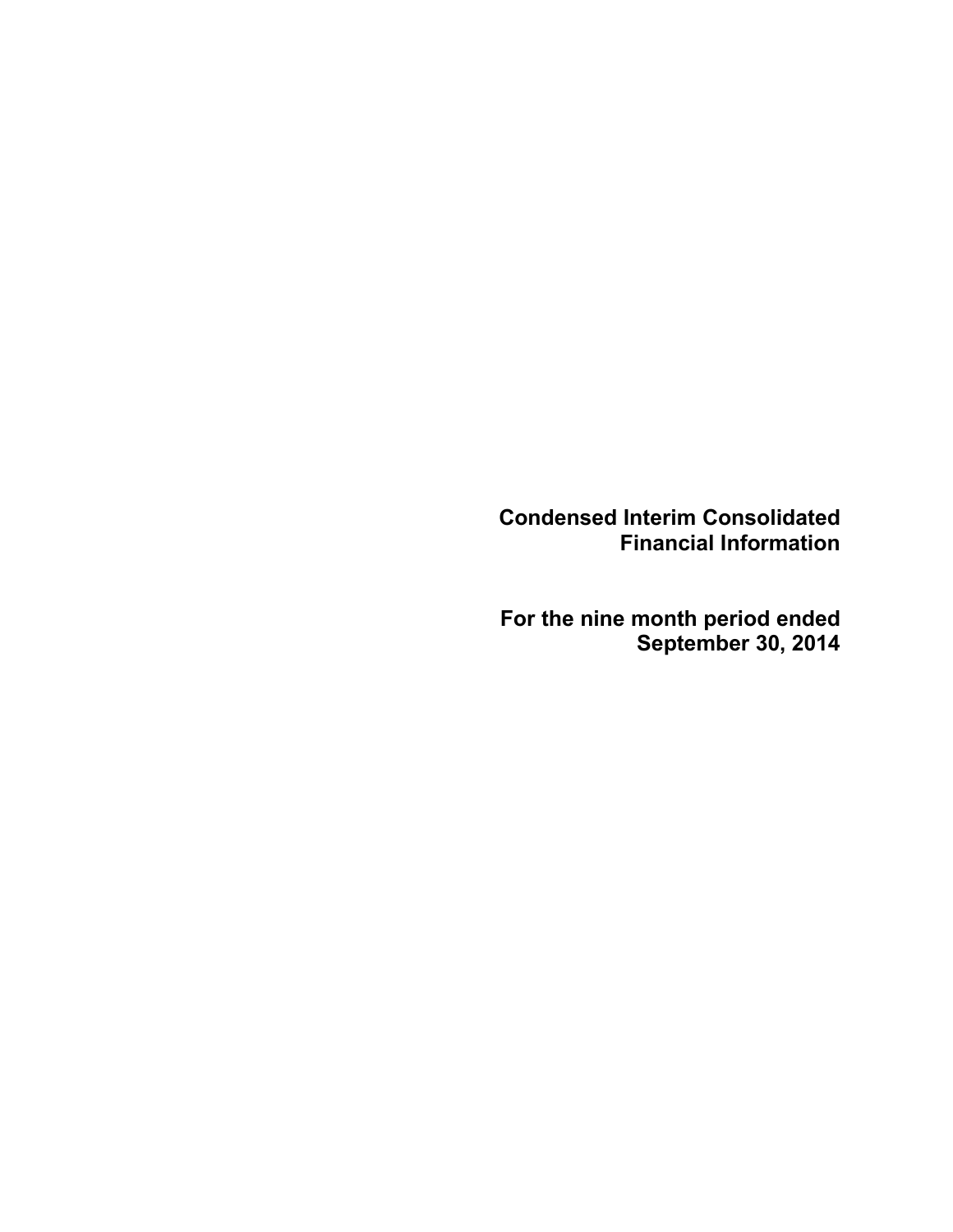# Condensed Interim Consolidated Financial Information

## For the nine month period ended September 30, 2014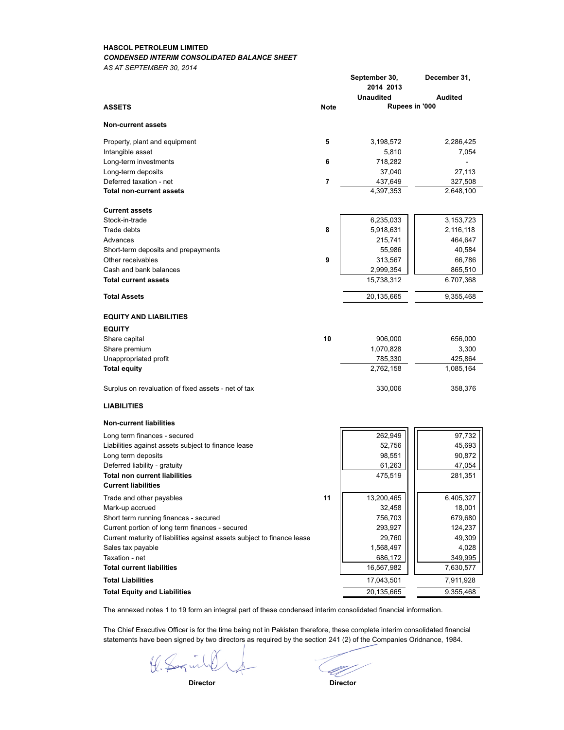**HASCOL PETROLEUM LIMITED**

***CONDENSED INTERIM CONSOLIDATED BALANCE SHEET***

*AS AT SEPTEMBER 30, 2014*

| | Note | September 30, 2014 | December 31, 2013 |
|---|---|---|---|
| | | Unaudited | Audited |
| **ASSETS** | | Rupees in '000 | |
| **Non-current assets** | | | |
| Property, plant and equipment | 5 | 3,198,572 | 2,286,425 |
| Intangible asset | | 5,810 | 7,054 |
| Long-term investments | 6 | 718,282 | - |
| Long-term deposits | | 37,040 | 27,113 |
| Deferred taxation - net | 7 | 437,649 | 327,508 |
| **Total non-current assets** | | 4,397,353 | 2,648,100 |
| **Current assets** | | | |
| Stock-in-trade | | 6,235,033 | 3,153,723 |
| Trade debts | 8 | 5,918,631 | 2,116,118 |
| Advances | | 215,741 | 464,647 |
| Short-term deposits and prepayments | | 55,986 | 40,584 |
| Other receivables | 9 | 313,567 | 66,786 |
| Cash and bank balances | | 2,999,354 | 865,510 |
| **Total current assets** | | 15,738,312 | 6,707,368 |
| **Total Assets** | | 20,135,665 | 9,355,468 |
| **EQUITY AND LIABILITIES** | | | |
| **EQUITY** | | | |
| Share capital | 10 | 906,000 | 656,000 |
| Share premium | | 1,070,828 | 3,300 |
| Unappropriated profit | | 785,330 | 425,864 |
| **Total equity** | | 2,762,158 | 1,085,164 |
| Surplus on revaluation of fixed assets - net of tax | | 330,006 | 358,376 |
| **LIABILITIES** | | | |
| **Non-current liabilities** | | | |
| Long term finances - secured | | 262,949 | 97,732 |
| Liabilities against assets subject to finance lease | | 52,756 | 45,693 |
| Long term deposits | | 98,551 | 90,872 |
| Deferred liability - gratuity | | 61,263 | 47,054 |
| **Total non current liabilities** | | 475,519 | 281,351 |
| **Current liabilities** | | | |
| Trade and other payables | 11 | 13,200,465 | 6,405,327 |
| Mark-up accrued | | 32,458 | 18,001 |
| Short term running finances - secured | | 756,703 | 679,680 |
| Current portion of long term finances - secured | | 293,927 | 124,237 |
| Current maturity of liabilities against assets subject to finance lease | | 29,760 | 49,309 |
| Sales tax payable | | 1,568,497 | 4,028 |
| Taxation - net | | 686,172 | 349,995 |
| **Total current liabilities** | | 16,567,982 | 7,630,577 |
| **Total Liabilities** | | 17,043,501 | 7,911,928 |
| **Total Equity and Liabilities** | | 20,135,665 | 9,355,468 |

The annexed notes 1 to 19 form an integral part of these condensed interim consolidated financial information.

The Chief Executive Officer is for the time being not in Pakistan therefore, these complete interim consolidated financial statements have been signed by two directors as required by the section 241 (2) of the Companies Oridnance, 1984.

**Director** **Director**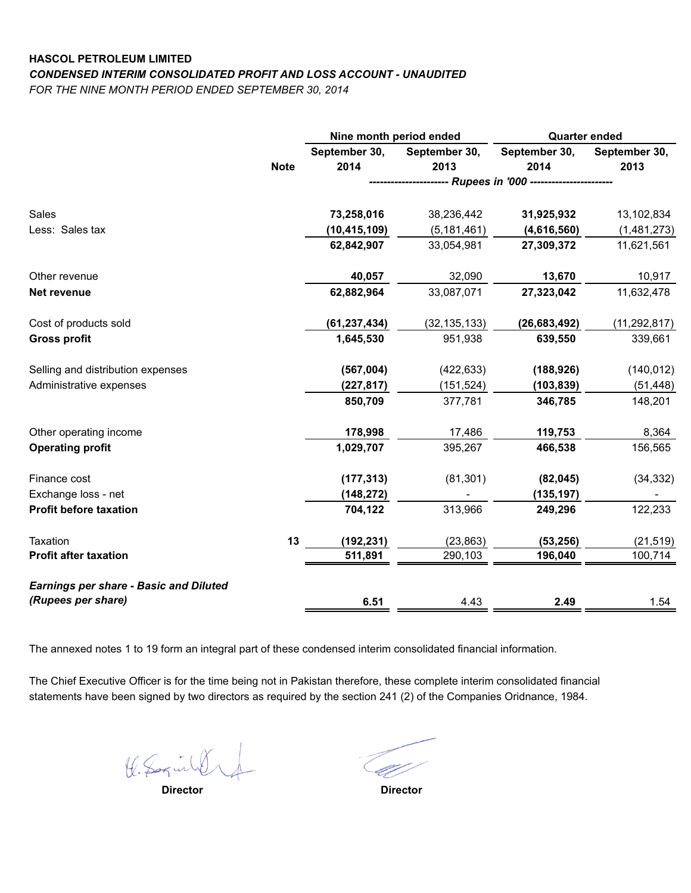**HASCOL PETROLEUM LIMITED**

***CONDENSED INTERIM CONSOLIDATED PROFIT AND LOSS ACCOUNT - UNAUDITED***

*FOR THE NINE MONTH PERIOD ENDED SEPTEMBER 30, 2014*

| | Note | Nine month period ended | | Quarter ended | |
|---|---|---|---|---|---|
| | | **September 30, 2014** | **September 30, 2013** | **September 30, 2014** | **September 30, 2013** |
| | | ----------------------- *Rupees in '000* ----------------------- | | | |
| Sales | | **73,258,016** | 38,236,442 | **31,925,932** | 13,102,834 |
| Less: Sales tax | | **(10,415,109)** | (5,181,461) | **(4,616,560)** | (1,481,273) |
| | | **62,842,907** | 33,054,981 | **27,309,372** | 11,621,561 |
| Other revenue | | **40,057** | 32,090 | **13,670** | 10,917 |
| **Net revenue** | | **62,882,964** | 33,087,071 | **27,323,042** | 11,632,478 |
| Cost of products sold | | **(61,237,434)** | (32,135,133) | **(26,683,492)** | (11,292,817) |
| **Gross profit** | | **1,645,530** | 951,938 | **639,550** | 339,661 |
| Selling and distribution expenses | | **(567,004)** | (422,633) | **(188,926)** | (140,012) |
| Administrative expenses | | **(227,817)** | (151,524) | **(103,839)** | (51,448) |
| | | **850,709** | 377,781 | **346,785** | 148,201 |
| Other operating income | | **178,998** | 17,486 | **119,753** | 8,364 |
| **Operating profit** | | **1,029,707** | 395,267 | **466,538** | 156,565 |
| Finance cost | | **(177,313)** | (81,301) | **(82,045)** | (34,332) |
| Exchange loss - net | | **(148,272)** | - | **(135,197)** | - |
| **Profit before taxation** | | **704,122** | 313,966 | **249,296** | 122,233 |
| Taxation | 13 | **(192,231)** | (23,863) | **(53,256)** | (21,519) |
| **Profit after taxation** | | **511,891** | 290,103 | **196,040** | 100,714 |
| ***Earnings per share - Basic and Diluted (Rupees per share)*** | | **6.51** | 4.43 | **2.49** | 1.54 |

The annexed notes 1 to 19 form an integral part of these condensed interim consolidated financial information.

The Chief Executive Officer is for the time being not in Pakistan therefore, these complete interim consolidated financial statements have been signed by two directors as required by the section 241 (2) of the Companies Oridnance, 1984.

**Director** **Director**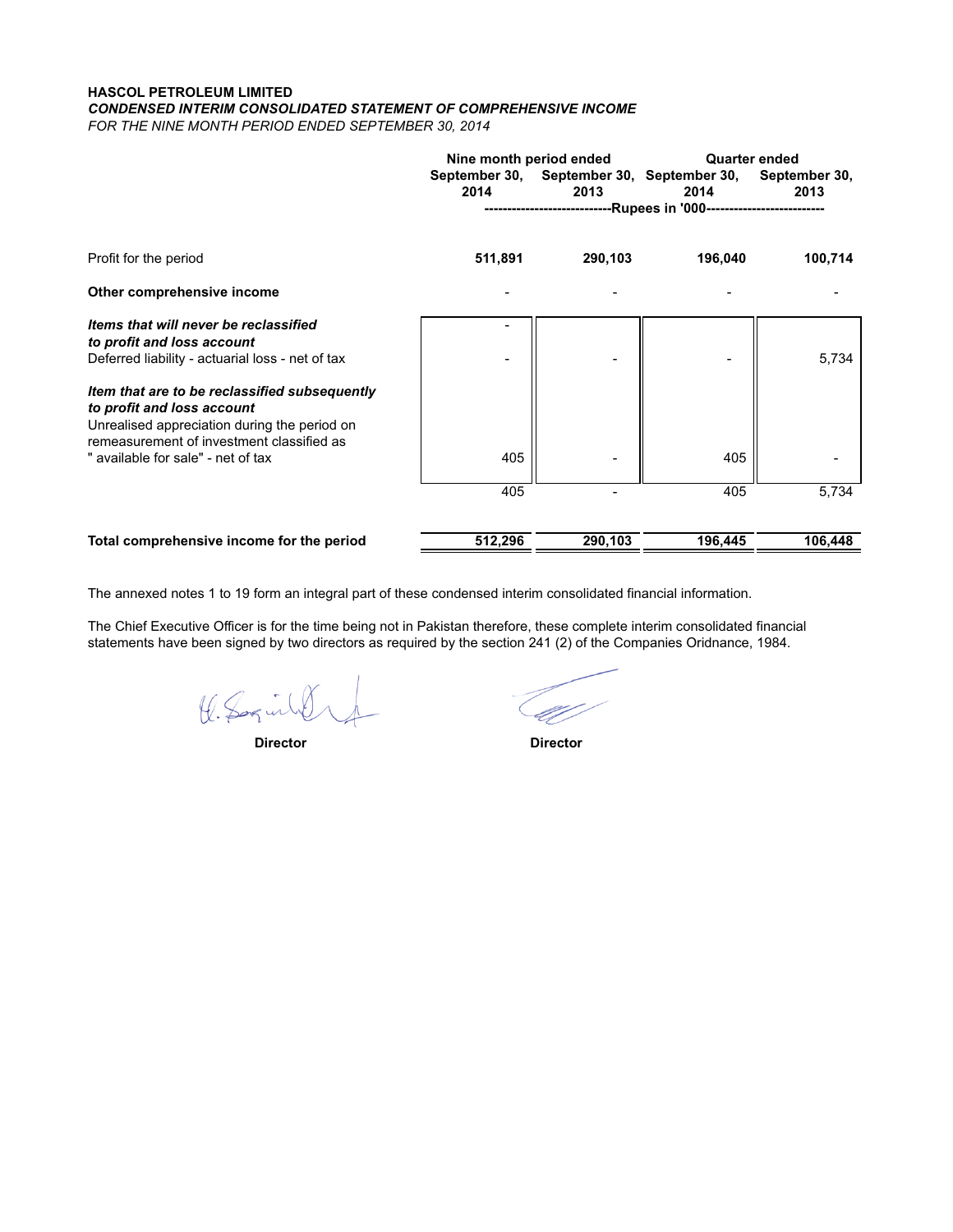**HASCOL PETROLEUM LIMITED**

***CONDENSED INTERIM CONSOLIDATED STATEMENT OF COMPREHENSIVE INCOME***

*FOR THE NINE MONTH PERIOD ENDED SEPTEMBER 30, 2014*

| | Nine month period ended | | Quarter ended | |
|---|---|---|---|---|
| | September 30, 2014 | September 30, 2013 | September 30, 2014 | September 30, 2013 |
| | ----------Rupees in '000---------- | | | |
| Profit for the period | **511,891** | **290,103** | **196,040** | **100,714** |
| **Other comprehensive income** | - | - | - | - |
| ***Items that will never be reclassified to profit and loss account*** | - | | | |
| Deferred liability - actuarial loss - net of tax | - | - | - | 5,734 |
| ***Item that are to be reclassified subsequently to profit and loss account*** | | | | |
| Unrealised appreciation during the period on remeasurement of investment classified as " available for sale" - net of tax | 405 | - | 405 | - |
| | 405 | - | 405 | 5,734 |
| **Total comprehensive income for the period** | **512,296** | **290,103** | **196,445** | **106,448** |

The annexed notes 1 to 19 form an integral part of these condensed interim consolidated financial information.

The Chief Executive Officer is for the time being not in Pakistan therefore, these complete interim consolidated financial statements have been signed by two directors as required by the section 241 (2) of the Companies Oridnance, 1984.

**Director** **Director**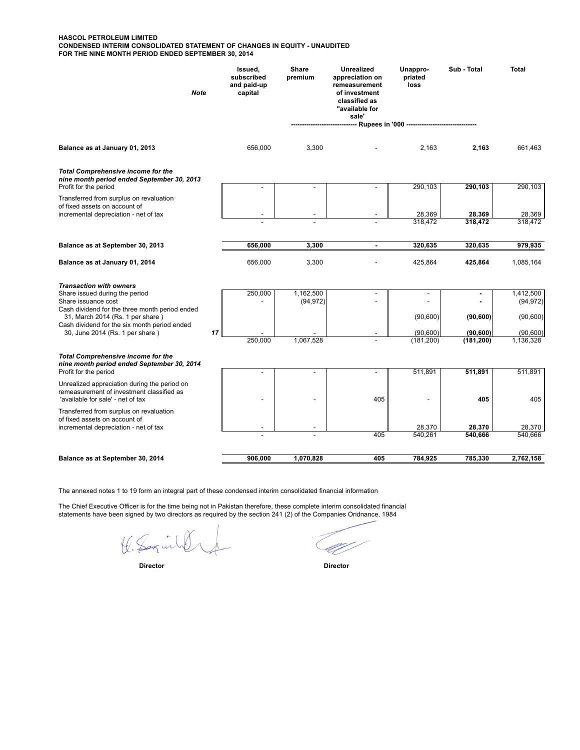**HASCOL PETROLEUM LIMITED**
**CONDENSED INTERIM CONSOLIDATED STATEMENT OF CHANGES IN EQUITY - UNAUDITED**
**FOR THE NINE MONTH PERIOD ENDED SEPTEMBER 30, 2014**

| | Note | Issued, subscribed and paid-up capital | Share premium | Unrealized appreciation on remeasurement of investment classified as "available for sale' | Unappro-priated loss | Sub - Total | Total |
|---|---|---|---|---|---|---|---|
| | | ------------------------------ Rupees in '000 | | | | | -------------------------------- |
| **Balance as at January 01, 2013** | | 656,000 | 3,300 | - | 2,163 | **2,163** | 661,463 |
| ***Total Comprehensive income for the nine month period ended September 30, 2013*** | | | | | | | |
| Profit for the period | | - | - | - | 290,103 | **290,103** | 290,103 |
| Transferred from surplus on revaluation of fixed assets on account of incremental depreciation - net of tax | | - | - | - | 28,369 | **28,369** | 28,369 |
| | | - | - | - | 318,472 | **318,472** | 318,472 |
| **Balance as at September 30, 2013** | | **656,000** | **3,300** | **-** | **320,635** | **320,635** | **979,935** |
| **Balance as at January 01, 2014** | | 656,000 | 3,300 | - | 425,864 | **425,864** | 1,085,164 |
| ***Transaction with owners*** | | | | | | | |
| Share issued during the period | | 250,000 | 1,162,500 | - | - | **-** | 1,412,500 |
| Share issuance cost | | - | (94,972) | - | - | **-** | (94,972) |
| Cash dividend for the three month period ended 31, March 2014 (Rs. 1 per share ) | | | | | (90,600) | **(90,600)** | (90,600) |
| Cash dividend for the six month period ended 30, June 2014 (Rs. 1 per share ) | *17* | - | - | - | (90,600) | **(90,600)** | (90,600) |
| | | 250,000 | 1,067,528 | - | (181,200) | **(181,200)** | 1,136,328 |
| ***Total Comprehensive income for the nine month period ended September 30, 2014*** | | | | | | | |
| Profit for the period | | - | - | - | 511,891 | **511,891** | 511,891 |
| Unrealized appreciation during the period on remeasurement of investment classified as 'available for sale' - net of tax | | - | - | 405 | - | **405** | 405 |
| Transferred from surplus on revaluation of fixed assets on account of incremental depreciation - net of tax | | - | - | | 28,370 | **28,370** | 28,370 |
| | | - | - | 405 | 540,261 | **540,666** | 540,666 |
| **Balance as at September 30, 2014** | | **906,000** | **1,070,828** | **405** | **784,925** | **785,330** | **2,762,158** |

The annexed notes 1 to 19 form an integral part of these condensed interim consolidated financial information

The Chief Executive Officer is for the time being not in Pakistan therefore, these complete interim consolidated financial statements have been signed by two directors as required by the section 241 (2) of the Companies Oridnance, 1984

**Director** **Director**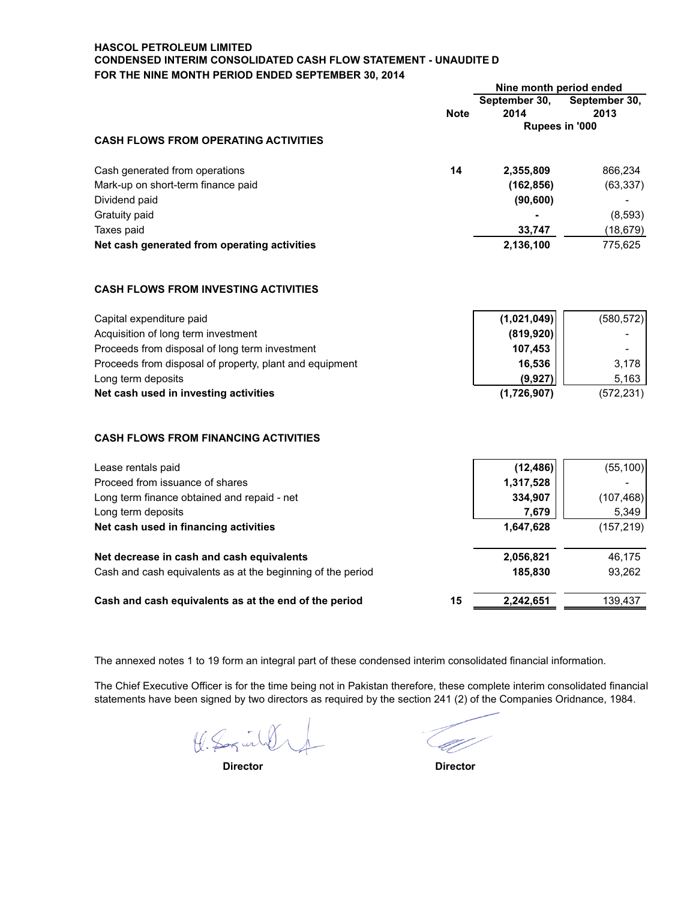**HASCOL PETROLEUM LIMITED**
**CONDENSED INTERIM CONSOLIDATED CASH FLOW STATEMENT - UNAUDITE D**
**FOR THE NINE MONTH PERIOD ENDED SEPTEMBER 30, 2014**

| | Note | Nine month period ended September 30, 2014 | Nine month period ended September 30, 2013 |
|---|---|---|---|
| | | Rupees in '000 | |
| **CASH FLOWS FROM OPERATING ACTIVITIES** | | | |
| Cash generated from operations | 14 | **2,355,809** | 866,234 |
| Mark-up on short-term finance paid | | **(162,856)** | (63,337) |
| Dividend paid | | **(90,600)** | - |
| Gratuity paid | | **-** | (8,593) |
| Taxes paid | | **33,747** | (18,679) |
| **Net cash generated from operating activities** | | **2,136,100** | 775,625 |
| **CASH FLOWS FROM INVESTING ACTIVITIES** | | | |
| Capital expenditure paid | | **(1,021,049)** | (580,572) |
| Acquisition of long term investment | | **(819,920)** | - |
| Proceeds from disposal of long term investment | | **107,453** | - |
| Proceeds from disposal of property, plant and equipment | | **16,536** | 3,178 |
| Long term deposits | | **(9,927)** | 5,163 |
| **Net cash used in investing activities** | | **(1,726,907)** | (572,231) |
| **CASH FLOWS FROM FINANCING ACTIVITIES** | | | |
| Lease rentals paid | | **(12,486)** | (55,100) |
| Proceed from issuance of shares | | **1,317,528** | - |
| Long term finance obtained and repaid - net | | **334,907** | (107,468) |
| Long term deposits | | **7,679** | 5,349 |
| **Net cash used in financing activities** | | **1,647,628** | (157,219) |
| **Net decrease in cash and cash equivalents** | | **2,056,821** | 46,175 |
| Cash and cash equivalents as at the beginning of the period | | **185,830** | 93,262 |
| **Cash and cash equivalents as at the end of the period** | 15 | **2,242,651** | 139,437 |

The annexed notes 1 to 19 form an integral part of these condensed interim consolidated financial information.

The Chief Executive Officer is for the time being not in Pakistan therefore, these complete interim consolidated financial statements have been signed by two directors as required by the section 241 (2) of the Companies Oridnance, 1984.

**Director** **Director**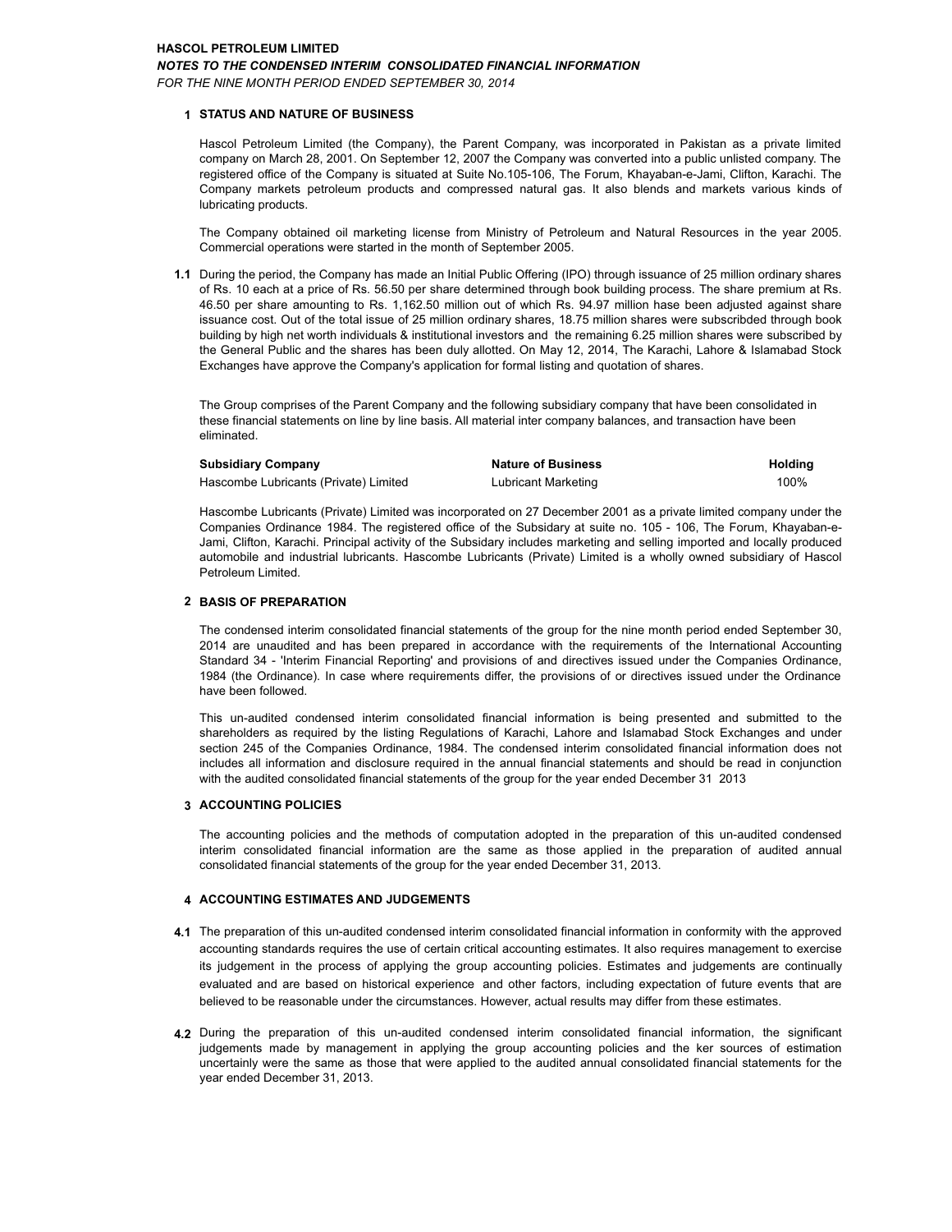**HASCOL PETROLEUM LIMITED**
***NOTES TO THE CONDENSED INTERIM CONSOLIDATED FINANCIAL INFORMATION***
*FOR THE NINE MONTH PERIOD ENDED SEPTEMBER 30, 2014*

## 1 STATUS AND NATURE OF BUSINESS

Hascol Petroleum Limited (the Company), the Parent Company, was incorporated in Pakistan as a private limited company on March 28, 2001. On September 12, 2007 the Company was converted into a public unlisted company. The registered office of the Company is situated at Suite No.105-106, The Forum, Khayaban-e-Jami, Clifton, Karachi. The Company markets petroleum products and compressed natural gas. It also blends and markets various kinds of lubricating products.

The Company obtained oil marketing license from Ministry of Petroleum and Natural Resources in the year 2005. Commercial operations were started in the month of September 2005.

**1.1** During the period, the Company has made an Initial Public Offering (IPO) through issuance of 25 million ordinary shares of Rs. 10 each at a price of Rs. 56.50 per share determined through book building process. The share premium at Rs. 46.50 per share amounting to Rs. 1,162.50 million out of which Rs. 94.97 million hase been adjusted against share issuance cost. Out of the total issue of 25 million ordinary shares, 18.75 million shares were subscribded through book building by high net worth individuals & institutional investors and the remaining 6.25 million shares were subscribed by the General Public and the shares has been duly allotted. On May 12, 2014, The Karachi, Lahore & Islamabad Stock Exchanges have approve the Company's application for formal listing and quotation of shares.

The Group comprises of the Parent Company and the following subsidiary company that have been consolidated in these financial statements on line by line basis. All material inter company balances, and transaction have been eliminated.

| Subsidiary Company | Nature of Business | Holding |
|---|---|---|
| Hascombe Lubricants (Private) Limited | Lubricant Marketing | 100% |

Hascombe Lubricants (Private) Limited was incorporated on 27 December 2001 as a private limited company under the Companies Ordinance 1984. The registered office of the Subsidary at suite no. 105 - 106, The Forum, Khayaban-e-Jami, Clifton, Karachi. Principal activity of the Subsidary includes marketing and selling imported and locally produced automobile and industrial lubricants. Hascombe Lubricants (Private) Limited is a wholly owned subsidiary of Hascol Petroleum Limited.

## 2 BASIS OF PREPARATION

The condensed interim consolidated financial statements of the group for the nine month period ended September 30, 2014 are unaudited and has been prepared in accordance with the requirements of the International Accounting Standard 34 - 'Interim Financial Reporting' and provisions of and directives issued under the Companies Ordinance, 1984 (the Ordinance). In case where requirements differ, the provisions of or directives issued under the Ordinance have been followed.

This un-audited condensed interim consolidated financial information is being presented and submitted to the shareholders as required by the listing Regulations of Karachi, Lahore and Islamabad Stock Exchanges and under section 245 of the Companies Ordinance, 1984. The condensed interim consolidated financial information does not includes all information and disclosure required in the annual financial statements and should be read in conjunction with the audited consolidated financial statements of the group for the year ended December 31 2013

## 3 ACCOUNTING POLICIES

The accounting policies and the methods of computation adopted in the preparation of this un-audited condensed interim consolidated financial information are the same as those applied in the preparation of audited annual consolidated financial statements of the group for the year ended December 31, 2013.

## 4 ACCOUNTING ESTIMATES AND JUDGEMENTS

**4.1** The preparation of this un-audited condensed interim consolidated financial information in conformity with the approved accounting standards requires the use of certain critical accounting estimates. It also requires management to exercise its judgement in the process of applying the group accounting policies. Estimates and judgements are continually evaluated and are based on historical experience and other factors, including expectation of future events that are believed to be reasonable under the circumstances. However, actual results may differ from these estimates.

**4.2** During the preparation of this un-audited condensed interim consolidated financial information, the significant judgements made by management in applying the group accounting policies and the ker sources of estimation uncertainly were the same as those that were applied to the audited annual consolidated financial statements for the year ended December 31, 2013.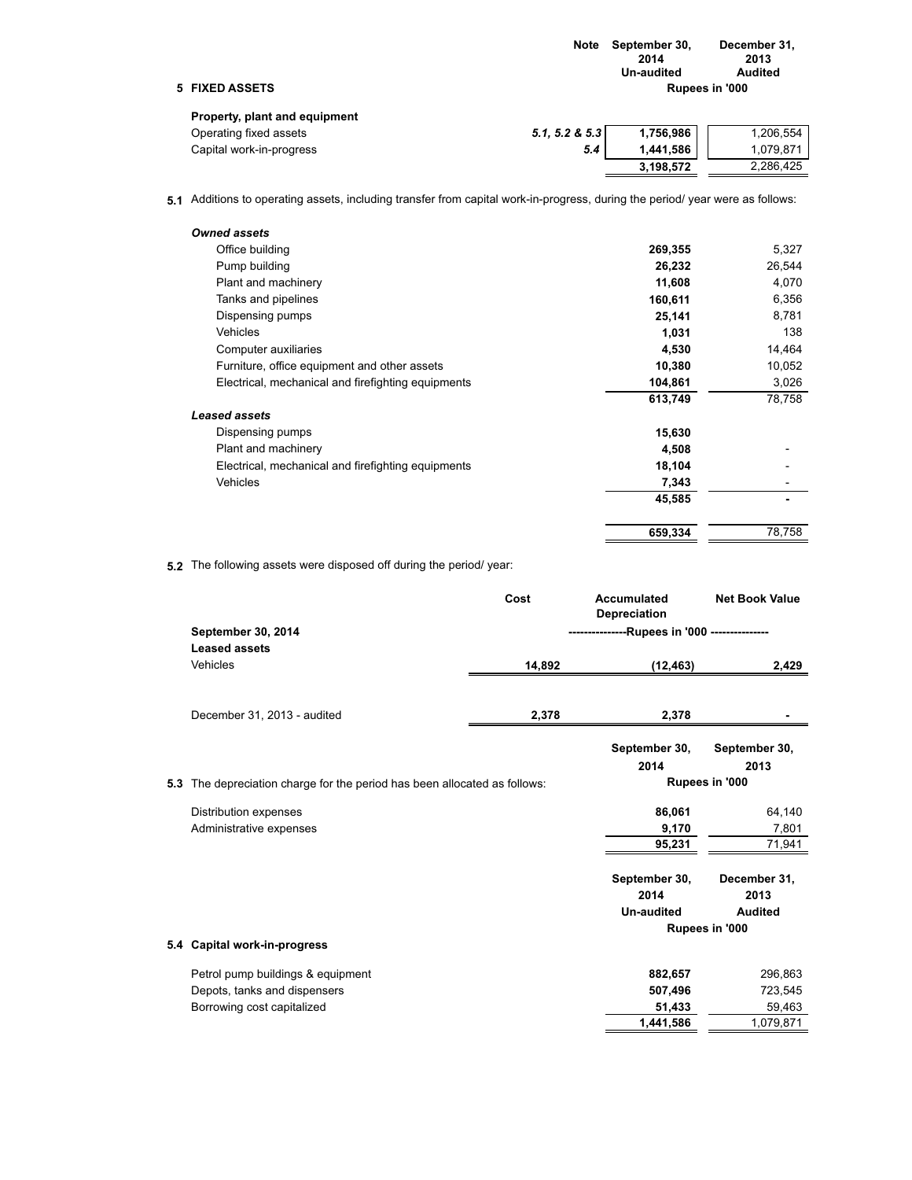## 5 FIXED ASSETS

| | Note | September 30, 2014 Un-audited | December 31, 2013 Audited |
|---|---|---|---|
| | | Rupees in '000 | |
| **Property, plant and equipment** | | | |
| Operating fixed assets | *5.1, 5.2 & 5.3* | **1,756,986** | 1,206,554 |
| Capital work-in-progress | *5.4* | **1,441,586** | 1,079,871 |
| | | **3,198,572** | 2,286,425 |

**5.1** Additions to operating assets, including transfer from capital work-in-progress, during the period/ year were as follows:

| | September 30, 2014 | December 31, 2013 |
|---|---|---|
| ***Owned assets*** | | |
| Office building | **269,355** | 5,327 |
| Pump building | **26,232** | 26,544 |
| Plant and machinery | **11,608** | 4,070 |
| Tanks and pipelines | **160,611** | 6,356 |
| Dispensing pumps | **25,141** | 8,781 |
| Vehicles | **1,031** | 138 |
| Computer auxiliaries | **4,530** | 14,464 |
| Furniture, office equipment and other assets | **10,380** | 10,052 |
| Electrical, mechanical and firefighting equipments | **104,861** | 3,026 |
| | **613,749** | 78,758 |
| ***Leased assets*** | | |
| Dispensing pumps | **15,630** | |
| Plant and machinery | **4,508** | - |
| Electrical, mechanical and firefighting equipments | **18,104** | - |
| Vehicles | **7,343** | - |
| | **45,585** | **-** |
| | **659,334** | 78,758 |

**5.2** The following assets were disposed off during the period/ year:

| | Cost | Accumulated Depreciation | Net Book Value |
|---|---|---|---|
| **September 30, 2014** | ---------------Rupees in '000 --------------- | | |
| **Leased assets** | | | |
| Vehicles | **14,892** | **(12,463)** | **2,429** |
| December 31, 2013 - audited | 2,378 | 2,378 | - |

**5.3** The depreciation charge for the period has been allocated as follows:

| | September 30, 2014 | September 30, 2013 |
|---|---|---|
| | Rupees in '000 | |
| Distribution expenses | **86,061** | 64,140 |
| Administrative expenses | **9,170** | 7,801 |
| | **95,231** | 71,941 |

**5.4 Capital work-in-progress**

| | September 30, 2014 Un-audited | December 31, 2013 Audited |
|---|---|---|
| | Rupees in '000 | |
| Petrol pump buildings & equipment | **882,657** | 296,863 |
| Depots, tanks and dispensers | **507,496** | 723,545 |
| Borrowing cost capitalized | **51,433** | 59,463 |
| | **1,441,586** | 1,079,871 |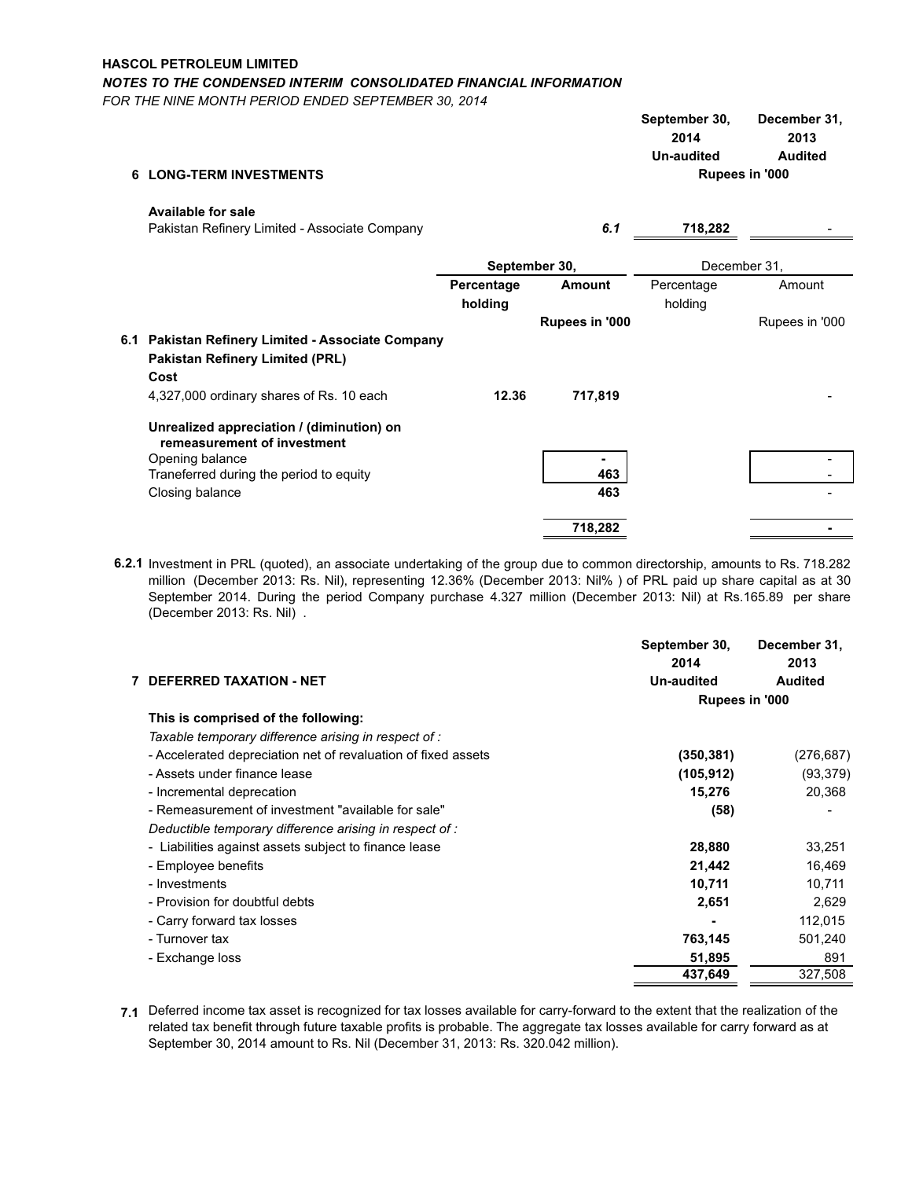**HASCOL PETROLEUM LIMITED**

***NOTES TO THE CONDENSED INTERIM CONSOLIDATED FINANCIAL INFORMATION***

*FOR THE NINE MONTH PERIOD ENDED SEPTEMBER 30, 2014*

| | | September 30, 2014 Un-audited | December 31, 2013 Audited |
|---|---|---|---|
| **6 LONG-TERM INVESTMENTS** | | Rupees in '000 | |
| **Available for sale** | | | |
| Pakistan Refinery Limited - Associate Company | *6.1* | **718,282** | - |

| | September 30, | | December 31, | |
|---|---|---|---|---|
| | Percentage holding | Amount | Percentage holding | Amount |
| | | Rupees in '000 | | Rupees in '000 |
| **6.1 Pakistan Refinery Limited - Associate Company** | | | | |
| **Pakistan Refinery Limited (PRL)** | | | | |
| **Cost** | | | | |
| 4,327,000 ordinary shares of Rs. 10 each | **12.36** | **717,819** | | - |
| **Unrealized appreciation / (diminution) on remeasurement of investment** | | | | |
| Opening balance | | **-** | | - |
| Traneferred during the period to equity | | **463** | | - |
| Closing balance | | **463** | | - |
| | | **718,282** | | **-** |

**6.2.1** Investment in PRL (quoted), an associate undertaking of the group due to common directorship, amounts to Rs. 718.282 million (December 2013: Rs. Nil), representing 12.36% (December 2013: Nil% ) of PRL paid up share capital as at 30 September 2014. During the period Company purchase 4.327 million (December 2013: Nil) at Rs.165.89 per share (December 2013: Rs. Nil) .

| | September 30, 2014 Un-audited | December 31, 2013 Audited |
|---|---|---|
| **7 DEFERRED TAXATION - NET** | Rupees in '000 | |
| **This is comprised of the following:** | | |
| *Taxable temporary difference arising in respect of :* | | |
| - Accelerated depreciation net of revaluation of fixed assets | **(350,381)** | (276,687) |
| - Assets under finance lease | **(105,912)** | (93,379) |
| - Incremental deprecation | **15,276** | 20,368 |
| - Remeasurement of investment "available for sale" | **(58)** | - |
| *Deductible temporary difference arising in respect of :* | | |
| - Liabilities against assets subject to finance lease | **28,880** | 33,251 |
| - Employee benefits | **21,442** | 16,469 |
| - Investments | **10,711** | 10,711 |
| - Provision for doubtful debts | **2,651** | 2,629 |
| - Carry forward tax losses | **-** | 112,015 |
| - Turnover tax | **763,145** | 501,240 |
| - Exchange loss | **51,895** | 891 |
| | **437,649** | 327,508 |

**7.1** Deferred income tax asset is recognized for tax losses available for carry-forward to the extent that the realization of the related tax benefit through future taxable profits is probable. The aggregate tax losses available for carry forward as at September 30, 2014 amount to Rs. Nil (December 31, 2013: Rs. 320.042 million).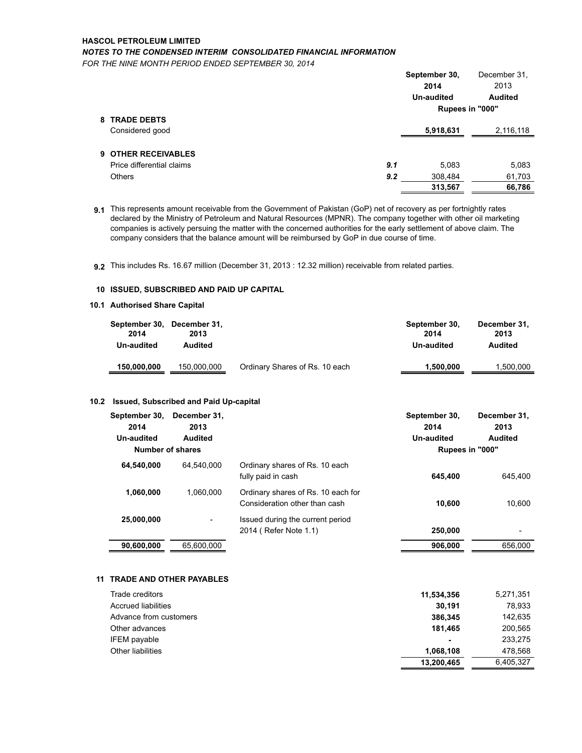**HASCOL PETROLEUM LIMITED**

***NOTES TO THE CONDENSED INTERIM CONSOLIDATED FINANCIAL INFORMATION***

*FOR THE NINE MONTH PERIOD ENDED SEPTEMBER 30, 2014*

| | Note | September 30, 2014 Un-audited | December 31, 2013 Audited |
|---|---|---|---|
| | | Rupees in "000" | |
| **8 TRADE DEBTS** | | | |
| Considered good | | **5,918,631** | 2,116,118 |
| | | | |
| **9 OTHER RECEIVABLES** | | | |
| Price differential claims | *9.1* | 5,083 | 5,083 |
| Others | *9.2* | 308,484 | 61,703 |
| | | **313,567** | **66,786** |

**9.1** This represents amount receivable from the Government of Pakistan (GoP) net of recovery as per fortnightly rates declared by the Ministry of Petroleum and Natural Resources (MPNR). The company together with other oil marketing companies is actively persuing the matter with the concerned authorities for the early settlement of above claim. The company considers that the balance amount will be reimbursed by GoP in due course of time.

**9.2** This includes Rs. 16.67 million (December 31, 2013 : 12.32 million) receivable from related parties.

**10 ISSUED, SUBSCRIBED AND PAID UP CAPITAL**

**10.1 Authorised Share Capital**

| September 30, 2014 Un-audited | December 31, 2013 Audited | | September 30, 2014 Un-audited | December 31, 2013 Audited |
|---|---|---|---|---|
| **150,000,000** | 150,000,000 | Ordinary Shares of Rs. 10 each | **1,500,000** | 1,500,000 |

**10.2 Issued, Subscribed and Paid Up-capital**

| September 30, 2014 Un-audited | December 31, 2013 Audited | | September 30, 2014 Un-audited | December 31, 2013 Audited |
|---|---|---|---|---|
| Number of shares | | | Rupees in "000" | |
| **64,540,000** | 64,540,000 | Ordinary shares of Rs. 10 each fully paid in cash | **645,400** | 645,400 |
| **1,060,000** | 1,060,000 | Ordinary shares of Rs. 10 each for Consideration other than cash | **10,600** | 10,600 |
| **25,000,000** | - | Issued during the current period 2014 ( Refer Note 1.1) | **250,000** | - |
| **90,600,000** | 65,600,000 | | **906,000** | 656,000 |

**11 TRADE AND OTHER PAYABLES**

| | September 30, 2014 | December 31, 2013 |
|---|---|---|
| Trade creditors | **11,534,356** | 5,271,351 |
| Accrued liabilities | **30,191** | 78,933 |
| Advance from customers | **386,345** | 142,635 |
| Other advances | **181,465** | 200,565 |
| IFEM payable | **-** | 233,275 |
| Other liabilities | **1,068,108** | 478,568 |
| | **13,200,465** | 6,405,327 |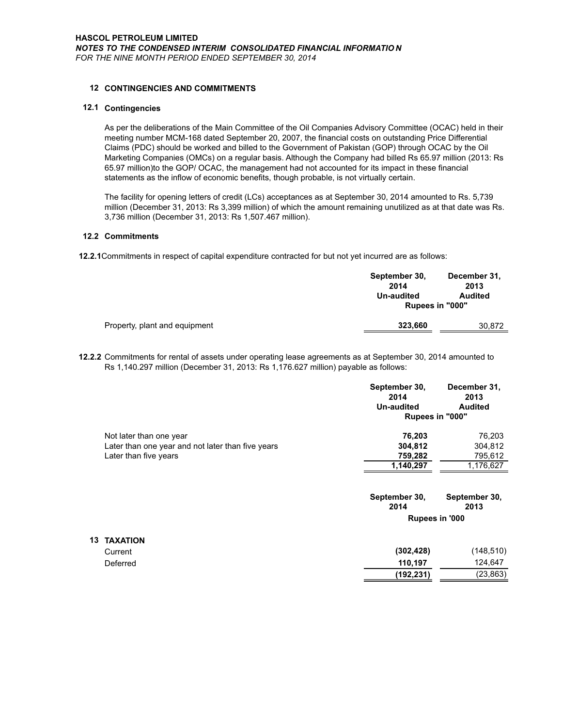**HASCOL PETROLEUM LIMITED**
***NOTES TO THE CONDENSED INTERIM CONSOLIDATED FINANCIAL INFORMATIO N***
*FOR THE NINE MONTH PERIOD ENDED SEPTEMBER 30, 2014*

## 12 CONTINGENCIES AND COMMITMENTS

### 12.1 Contingencies

As per the deliberations of the Main Committee of the Oil Companies Advisory Committee (OCAC) held in their meeting number MCM-168 dated September 20, 2007, the financial costs on outstanding Price Differential Claims (PDC) should be worked and billed to the Government of Pakistan (GOP) through OCAC by the Oil Marketing Companies (OMCs) on a regular basis. Although the Company had billed Rs 65.97 million (2013: Rs 65.97 million)to the GOP/ OCAC, the management had not accounted for its impact in these financial statements as the inflow of economic benefits, though probable, is not virtually certain.

The facility for opening letters of credit (LCs) acceptances as at September 30, 2014 amounted to Rs. 5,739 million (December 31, 2013: Rs 3,399 million) of which the amount remaining unutilized as at that date was Rs. 3,736 million (December 31, 2013: Rs 1,507.467 million).

### 12.2 Commitments

**12.2.1** Commitments in respect of capital expenditure contracted for but not yet incurred are as follows:

| | September 30, 2014 Un-audited | December 31, 2013 Audited |
|---|---|---|
| | Rupees in "000" | |
| Property, plant and equipment | **323,660** | 30,872 |

**12.2.2** Commitments for rental of assets under operating lease agreements as at September 30, 2014 amounted to Rs 1,140.297 million (December 31, 2013: Rs 1,176.627 million) payable as follows:

| | September 30, 2014 Un-audited | December 31, 2013 Audited |
|---|---|---|
| | Rupees in "000" | |
| Not later than one year | **76,203** | 76,203 |
| Later than one year and not later than five years | **304,812** | 304,812 |
| Later than five years | **759,282** | 795,612 |
| | **1,140,297** | 1,176,627 |

| | September 30, 2014 | September 30, 2013 |
|---|---|---|
| | Rupees in '000 | |
| **13 TAXATION** | | |
| Current | **(302,428)** | (148,510) |
| Deferred | **110,197** | 124,647 |
| | **(192,231)** | (23,863) |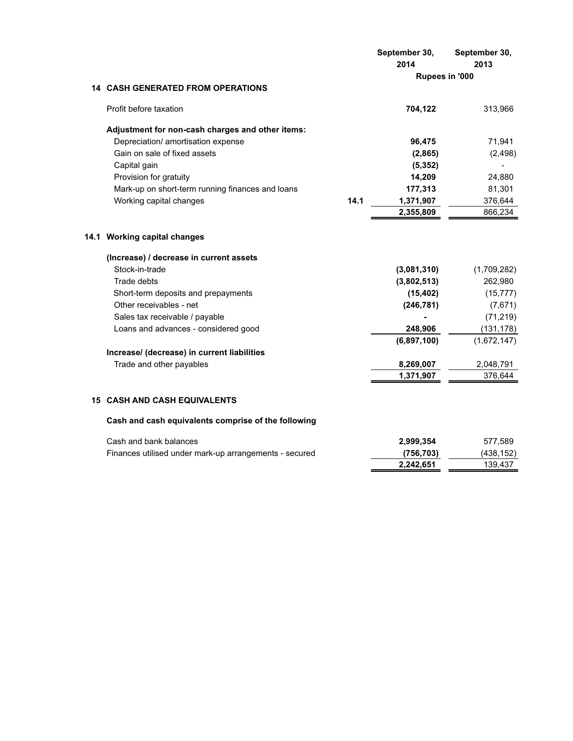| | | September 30, 2014 | September 30, 2013 |
|---|---|---|---|
| | | Rupees in '000 | |
| **14 CASH GENERATED FROM OPERATIONS** | | | |
| Profit before taxation | | **704,122** | 313,966 |
| **Adjustment for non-cash charges and other items:** | | | |
| Depreciation/ amortisation expense | | **96,475** | 71,941 |
| Gain on sale of fixed assets | | **(2,865)** | (2,498) |
| Capital gain | | **(5,352)** | - |
| Provision for gratuity | | **14,209** | 24,880 |
| Mark-up on short-term running finances and loans | | **177,313** | 81,301 |
| Working capital changes | **14.1** | **1,371,907** | 376,644 |
| | | **2,355,809** | 866,234 |

**14.1 Working capital changes**

| | September 30, 2014 | September 30, 2013 |
|---|---|---|
| **(Increase) / decrease in current assets** | | |
| Stock-in-trade | **(3,081,310)** | (1,709,282) |
| Trade debts | **(3,802,513)** | 262,980 |
| Short-term deposits and prepayments | **(15,402)** | (15,777) |
| Other receivables - net | **(246,781)** | (7,671) |
| Sales tax receivable / payable | **-** | (71,219) |
| Loans and advances - considered good | **248,906** | (131,178) |
| | **(6,897,100)** | (1,672,147) |
| **Increase/ (decrease) in current liabilities** | | |
| Trade and other payables | **8,269,007** | 2,048,791 |
| | **1,371,907** | 376,644 |

**15 CASH AND CASH EQUIVALENTS**

**Cash and cash equivalents comprise of the following**

| | September 30, 2014 | September 30, 2013 |
|---|---|---|
| Cash and bank balances | **2,999,354** | 577,589 |
| Finances utilised under mark-up arrangements - secured | **(756,703)** | (438,152) |
| | **2,242,651** | 139,437 |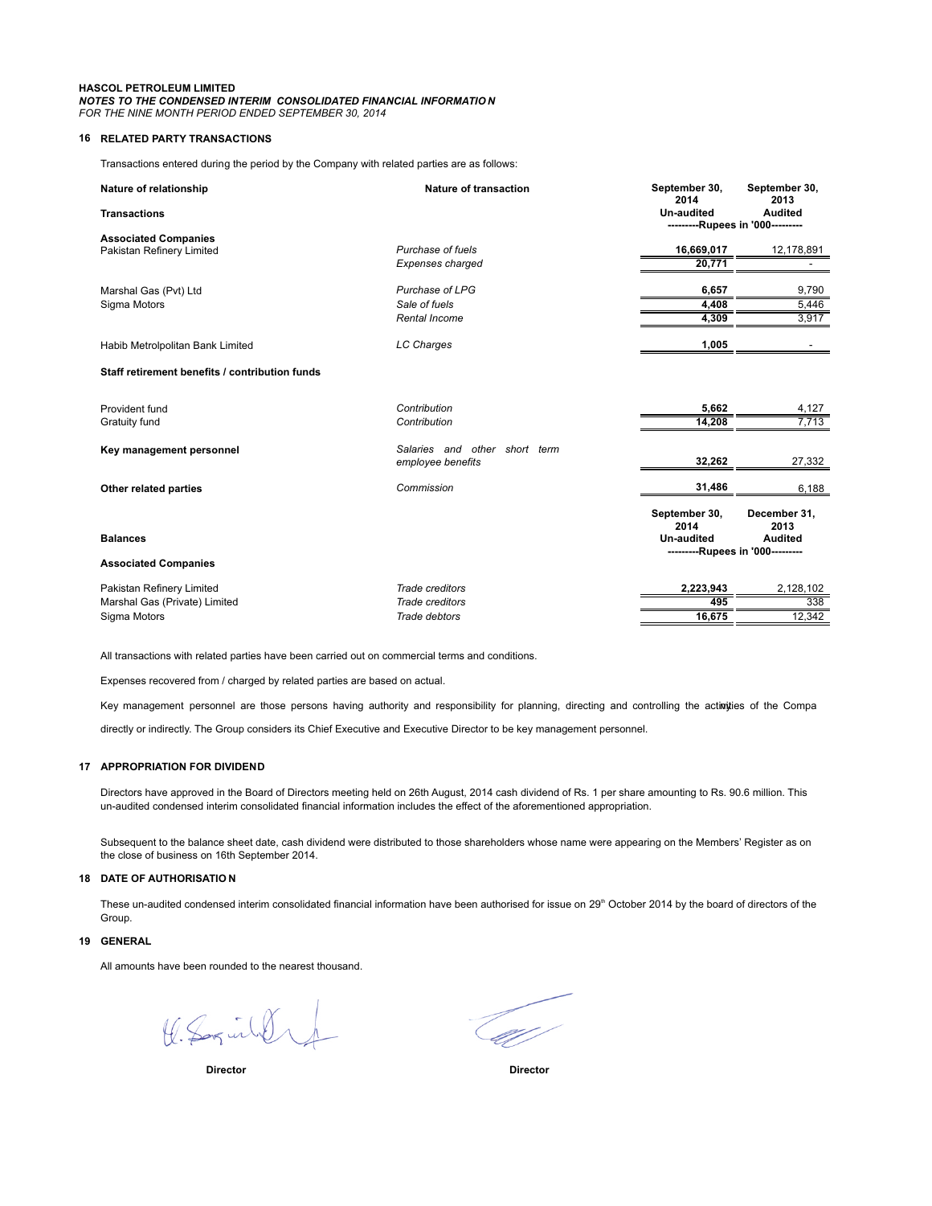**HASCOL PETROLEUM LIMITED**
***NOTES TO THE CONDENSED INTERIM CONSOLIDATED FINANCIAL INFORMATION***
*FOR THE NINE MONTH PERIOD ENDED SEPTEMBER 30, 2014*

## 16 RELATED PARTY TRANSACTIONS

Transactions entered during the period by the Company with related parties are as follows:

| Nature of relationship | Nature of transaction | September 30, 2014 | September 30, 2013 |
|---|---|---|---|
| **Transactions** | | **Un-audited** | **Audited** |
| | | ---------Rupees in '000--------- | |
| **Associated Companies** | | | |
| Pakistan Refinery Limited | *Purchase of fuels* | **16,669,017** | 12,178,891 |
| | *Expenses charged* | **20,771** | - |
| Marshal Gas (Pvt) Ltd | *Purchase of LPG* | **6,657** | 9,790 |
| Sigma Motors | *Sale of fuels* | **4,408** | 5,446 |
| | *Rental Income* | **4,309** | 3,917 |
| Habib Metrolpolitan Bank Limited | *LC Charges* | **1,005** | - |
| **Staff retirement benefits / contribution funds** | | | |
| Provident fund | *Contribution* | **5,662** | 4,127 |
| Gratuity fund | *Contribution* | **14,208** | 7,713 |
| **Key management personnel** | *Salaries and other short term employee benefits* | **32,262** | 27,332 |
| **Other related parties** | *Commission* | **31,486** | 6,188 |

| | | September 30, 2014 | December 31, 2013 |
|---|---|---|---|
| **Balances** | | **Un-audited** | **Audited** |
| | | ---------Rupees in '000--------- | |
| **Associated Companies** | | | |
| Pakistan Refinery Limited | *Trade creditors* | **2,223,943** | 2,128,102 |
| Marshal Gas (Private) Limited | *Trade creditors* | **495** | 338 |
| Sigma Motors | *Trade debtors* | **16,675** | 12,342 |

All transactions with related parties have been carried out on commercial terms and conditions.

Expenses recovered from / charged by related parties are based on actual.

Key management personnel are those persons having authority and responsibility for planning, directing and controlling the activities of the Company directly or indirectly. The Group considers its Chief Executive and Executive Director to be key management personnel.

## 17 APPROPRIATION FOR DIVIDEND

Directors have approved in the Board of Directors meeting held on 26th August, 2014 cash dividend of Rs. 1 per share amounting to Rs. 90.6 million. This un-audited condensed interim consolidated financial information includes the effect of the aforementioned appropriation.

Subsequent to the balance sheet date, cash dividend were distributed to those shareholders whose name were appearing on the Members' Register as on the close of business on 16th September 2014.

## 18 DATE OF AUTHORISATION

These un-audited condensed interim consolidated financial information have been authorised for issue on 29th October 2014 by the board of directors of the Group.

## 19 GENERAL

All amounts have been rounded to the nearest thousand.

**Director** **Director**